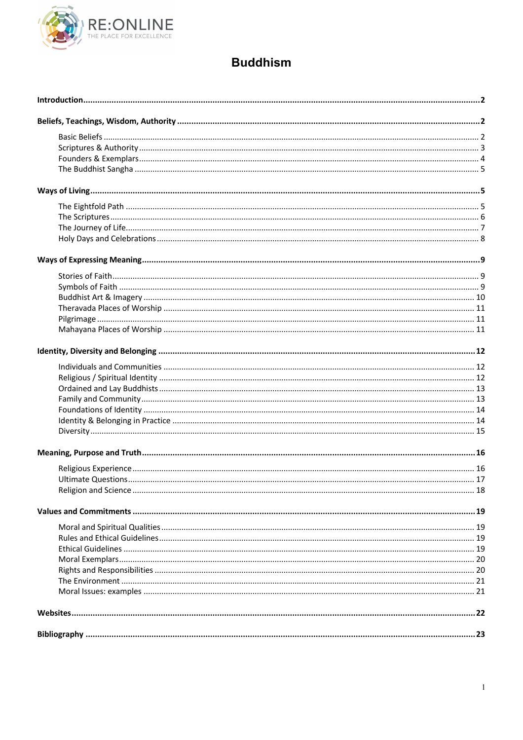RE:ONLINE
THE PLACE FOR EXCELLENCE

# Buddhism

**Introduction** ..... **2**

**Beliefs, Teachings, Wisdom, Authority** ..... **2**

- Basic Beliefs ..... 2
- Scriptures & Authority ..... 3
- Founders & Exemplars ..... 4
- The Buddhist Sangha ..... 5

**Ways of Living** ..... **5**

- The Eightfold Path ..... 5
- The Scriptures ..... 6
- The Journey of Life ..... 7
- Holy Days and Celebrations ..... 8

**Ways of Expressing Meaning** ..... **9**

- Stories of Faith ..... 9
- Symbols of Faith ..... 9
- Buddhist Art & Imagery ..... 10
- Theravada Places of Worship ..... 11
- Pilgrimage ..... 11
- Mahayana Places of Worship ..... 11

**Identity, Diversity and Belonging** ..... **12**

- Individuals and Communities ..... 12
- Religious / Spiritual Identity ..... 12
- Ordained and Lay Buddhists ..... 13
- Family and Community ..... 13
- Foundations of Identity ..... 14
- Identity & Belonging in Practice ..... 14
- Diversity ..... 15

**Meaning, Purpose and Truth** ..... **16**

- Religious Experience ..... 16
- Ultimate Questions ..... 17
- Religion and Science ..... 18

**Values and Commitments** ..... **19**

- Moral and Spiritual Qualities ..... 19
- Rules and Ethical Guidelines ..... 19
- Ethical Guidelines ..... 19
- Moral Exemplars ..... 20
- Rights and Responsibilities ..... 20
- The Environment ..... 21
- Moral Issues: examples ..... 21

**Websites** ..... **22**

**Bibliography** ..... **23**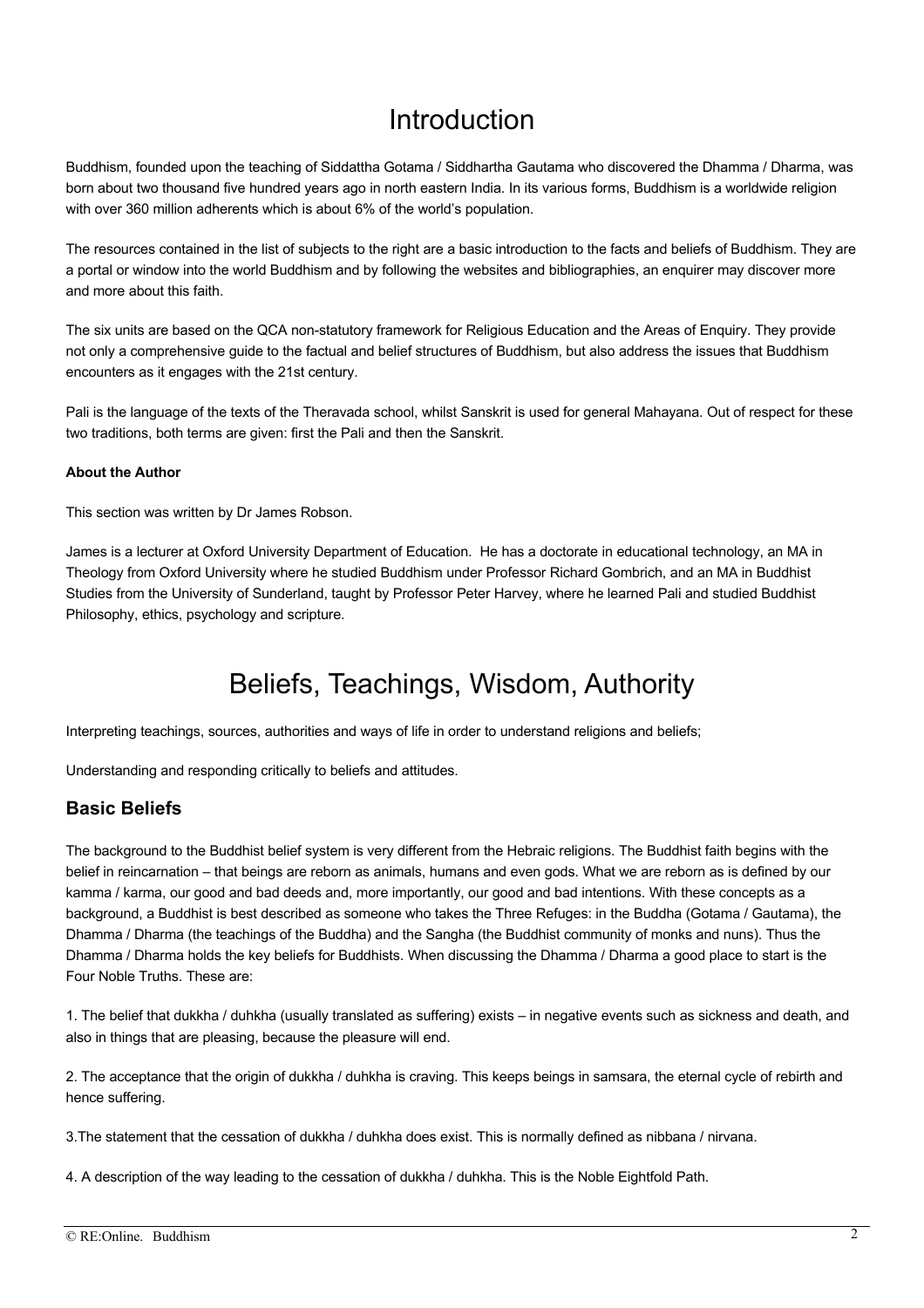# Introduction

Buddhism, founded upon the teaching of Siddattha Gotama / Siddhartha Gautama who discovered the Dhamma / Dharma, was born about two thousand five hundred years ago in north eastern India. In its various forms, Buddhism is a worldwide religion with over 360 million adherents which is about 6% of the world's population.

The resources contained in the list of subjects to the right are a basic introduction to the facts and beliefs of Buddhism. They are a portal or window into the world Buddhism and by following the websites and bibliographies, an enquirer may discover more and more about this faith.

The six units are based on the QCA non-statutory framework for Religious Education and the Areas of Enquiry. They provide not only a comprehensive guide to the factual and belief structures of Buddhism, but also address the issues that Buddhism encounters as it engages with the 21st century.

Pali is the language of the texts of the Theravada school, whilst Sanskrit is used for general Mahayana. Out of respect for these two traditions, both terms are given: first the Pali and then the Sanskrit.

**About the Author**

This section was written by Dr James Robson.

James is a lecturer at Oxford University Department of Education. He has a doctorate in educational technology, an MA in Theology from Oxford University where he studied Buddhism under Professor Richard Gombrich, and an MA in Buddhist Studies from the University of Sunderland, taught by Professor Peter Harvey, where he learned Pali and studied Buddhist Philosophy, ethics, psychology and scripture.

# Beliefs, Teachings, Wisdom, Authority

Interpreting teachings, sources, authorities and ways of life in order to understand religions and beliefs;

Understanding and responding critically to beliefs and attitudes.

## Basic Beliefs

The background to the Buddhist belief system is very different from the Hebraic religions. The Buddhist faith begins with the belief in reincarnation – that beings are reborn as animals, humans and even gods. What we are reborn as is defined by our kamma / karma, our good and bad deeds and, more importantly, our good and bad intentions. With these concepts as a background, a Buddhist is best described as someone who takes the Three Refuges: in the Buddha (Gotama / Gautama), the Dhamma / Dharma (the teachings of the Buddha) and the Sangha (the Buddhist community of monks and nuns). Thus the Dhamma / Dharma holds the key beliefs for Buddhists. When discussing the Dhamma / Dharma a good place to start is the Four Noble Truths. These are:

1. The belief that dukkha / duhkha (usually translated as suffering) exists – in negative events such as sickness and death, and also in things that are pleasing, because the pleasure will end.

2. The acceptance that the origin of dukkha / duhkha is craving. This keeps beings in samsara, the eternal cycle of rebirth and hence suffering.

3. The statement that the cessation of dukkha / duhkha does exist. This is normally defined as nibbana / nirvana.

4. A description of the way leading to the cessation of dukkha / duhkha. This is the Noble Eightfold Path.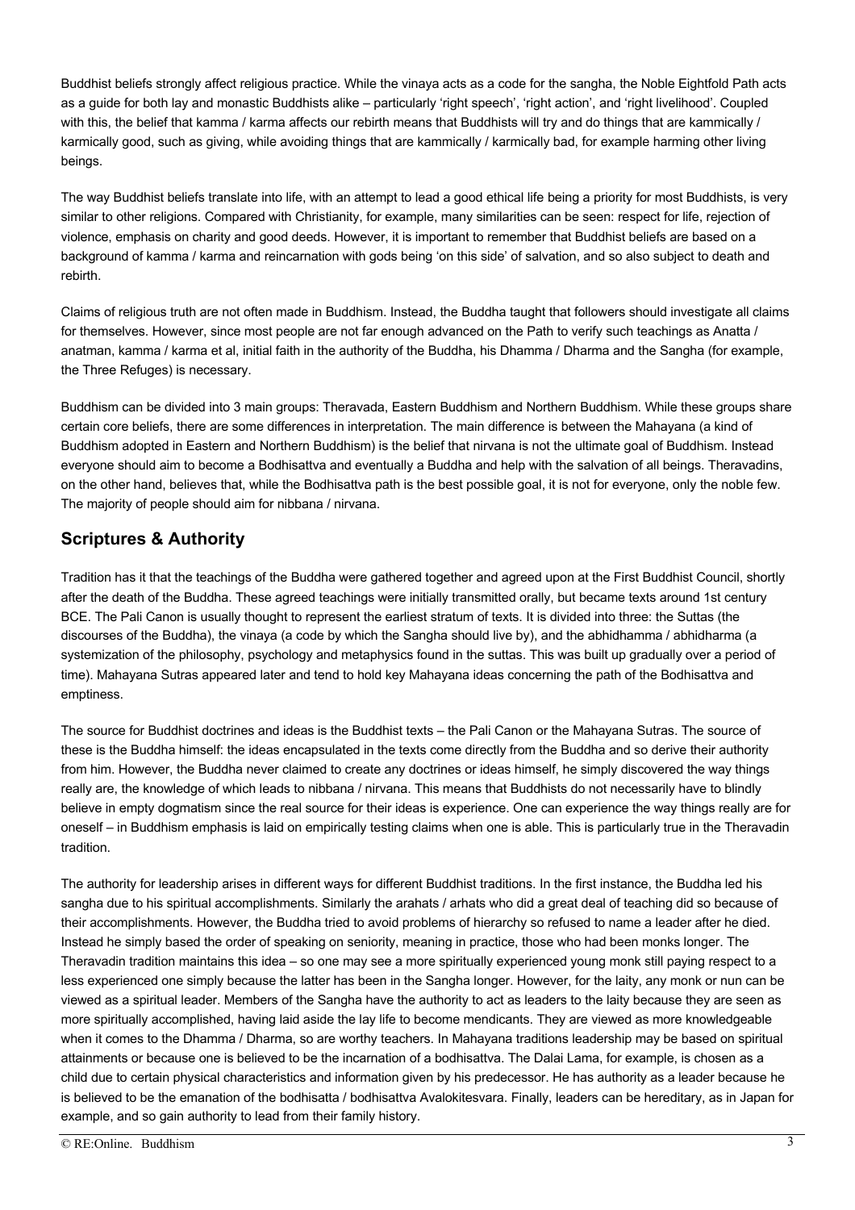Buddhist beliefs strongly affect religious practice. While the vinaya acts as a code for the sangha, the Noble Eightfold Path acts as a guide for both lay and monastic Buddhists alike – particularly 'right speech', 'right action', and 'right livelihood'. Coupled with this, the belief that kamma / karma affects our rebirth means that Buddhists will try and do things that are kammically / karmically good, such as giving, while avoiding things that are kammically / karmically bad, for example harming other living beings.

The way Buddhist beliefs translate into life, with an attempt to lead a good ethical life being a priority for most Buddhists, is very similar to other religions. Compared with Christianity, for example, many similarities can be seen: respect for life, rejection of violence, emphasis on charity and good deeds. However, it is important to remember that Buddhist beliefs are based on a background of kamma / karma and reincarnation with gods being 'on this side' of salvation, and so also subject to death and rebirth.

Claims of religious truth are not often made in Buddhism. Instead, the Buddha taught that followers should investigate all claims for themselves. However, since most people are not far enough advanced on the Path to verify such teachings as Anatta / anatman, kamma / karma et al, initial faith in the authority of the Buddha, his Dhamma / Dharma and the Sangha (for example, the Three Refuges) is necessary.

Buddhism can be divided into 3 main groups: Theravada, Eastern Buddhism and Northern Buddhism. While these groups share certain core beliefs, there are some differences in interpretation. The main difference is between the Mahayana (a kind of Buddhism adopted in Eastern and Northern Buddhism) is the belief that nirvana is not the ultimate goal of Buddhism. Instead everyone should aim to become a Bodhisattva and eventually a Buddha and help with the salvation of all beings. Theravadins, on the other hand, believes that, while the Bodhisattva path is the best possible goal, it is not for everyone, only the noble few. The majority of people should aim for nibbana / nirvana.

## Scriptures & Authority

Tradition has it that the teachings of the Buddha were gathered together and agreed upon at the First Buddhist Council, shortly after the death of the Buddha. These agreed teachings were initially transmitted orally, but became texts around 1st century BCE. The Pali Canon is usually thought to represent the earliest stratum of texts. It is divided into three: the Suttas (the discourses of the Buddha), the vinaya (a code by which the Sangha should live by), and the abhidhamma / abhidharma (a systemization of the philosophy, psychology and metaphysics found in the suttas. This was built up gradually over a period of time). Mahayana Sutras appeared later and tend to hold key Mahayana ideas concerning the path of the Bodhisattva and emptiness.

The source for Buddhist doctrines and ideas is the Buddhist texts – the Pali Canon or the Mahayana Sutras. The source of these is the Buddha himself: the ideas encapsulated in the texts come directly from the Buddha and so derive their authority from him. However, the Buddha never claimed to create any doctrines or ideas himself, he simply discovered the way things really are, the knowledge of which leads to nibbana / nirvana. This means that Buddhists do not necessarily have to blindly believe in empty dogmatism since the real source for their ideas is experience. One can experience the way things really are for oneself – in Buddhism emphasis is laid on empirically testing claims when one is able. This is particularly true in the Theravadin tradition.

The authority for leadership arises in different ways for different Buddhist traditions. In the first instance, the Buddha led his sangha due to his spiritual accomplishments. Similarly the arahats / arhats who did a great deal of teaching did so because of their accomplishments. However, the Buddha tried to avoid problems of hierarchy so refused to name a leader after he died. Instead he simply based the order of speaking on seniority, meaning in practice, those who had been monks longer. The Theravadin tradition maintains this idea – so one may see a more spiritually experienced young monk still paying respect to a less experienced one simply because the latter has been in the Sangha longer. However, for the laity, any monk or nun can be viewed as a spiritual leader. Members of the Sangha have the authority to act as leaders to the laity because they are seen as more spiritually accomplished, having laid aside the lay life to become mendicants. They are viewed as more knowledgeable when it comes to the Dhamma / Dharma, so are worthy teachers. In Mahayana traditions leadership may be based on spiritual attainments or because one is believed to be the incarnation of a bodhisattva. The Dalai Lama, for example, is chosen as a child due to certain physical characteristics and information given by his predecessor. He has authority as a leader because he is believed to be the emanation of the bodhisatta / bodhisattva Avalokitesvara. Finally, leaders can be hereditary, as in Japan for example, and so gain authority to lead from their family history.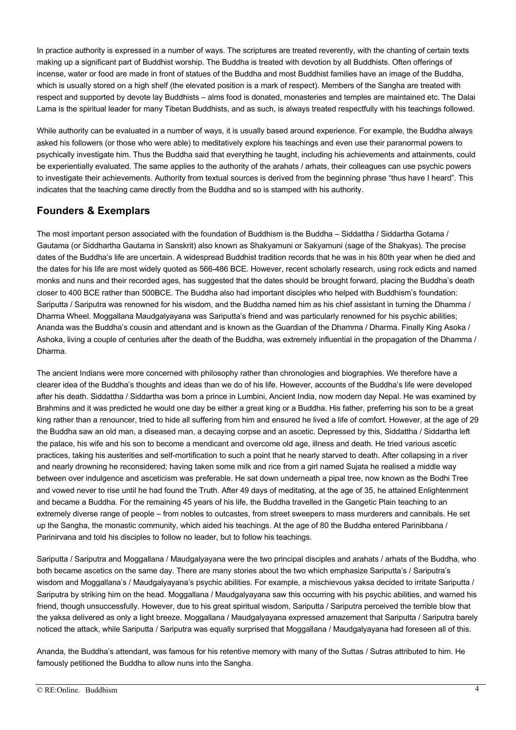In practice authority is expressed in a number of ways. The scriptures are treated reverently, with the chanting of certain texts making up a significant part of Buddhist worship. The Buddha is treated with devotion by all Buddhists. Often offerings of incense, water or food are made in front of statues of the Buddha and most Buddhist families have an image of the Buddha, which is usually stored on a high shelf (the elevated position is a mark of respect). Members of the Sangha are treated with respect and supported by devote lay Buddhists – alms food is donated, monasteries and temples are maintained etc. The Dalai Lama is the spiritual leader for many Tibetan Buddhists, and as such, is always treated respectfully with his teachings followed.

While authority can be evaluated in a number of ways, it is usually based around experience. For example, the Buddha always asked his followers (or those who were able) to meditatively explore his teachings and even use their paranormal powers to psychically investigate him. Thus the Buddha said that everything he taught, including his achievements and attainments, could be experientially evaluated. The same applies to the authority of the arahats / arhats, their colleagues can use psychic powers to investigate their achievements. Authority from textual sources is derived from the beginning phrase "thus have I heard". This indicates that the teaching came directly from the Buddha and so is stamped with his authority.

## Founders & Exemplars

The most important person associated with the foundation of Buddhism is the Buddha – Siddattha / Siddartha Gotama / Gautama (or Siddhartha Gautama in Sanskrit) also known as Shakyamuni or Sakyamuni (sage of the Shakyas). The precise dates of the Buddha's life are uncertain. A widespread Buddhist tradition records that he was in his 80th year when he died and the dates for his life are most widely quoted as 566-486 BCE. However, recent scholarly research, using rock edicts and named monks and nuns and their recorded ages, has suggested that the dates should be brought forward, placing the Buddha's death closer to 400 BCE rather than 500BCE. The Buddha also had important disciples who helped with Buddhism's foundation: Sariputta / Sariputra was renowned for his wisdom, and the Buddha named him as his chief assistant in turning the Dhamma / Dharma Wheel. Moggallana Maudgalyayana was Sariputta's friend and was particularly renowned for his psychic abilities; Ananda was the Buddha's cousin and attendant and is known as the Guardian of the Dhamma / Dharma. Finally King Asoka / Ashoka, living a couple of centuries after the death of the Buddha, was extremely influential in the propagation of the Dhamma / Dharma.

The ancient Indians were more concerned with philosophy rather than chronologies and biographies. We therefore have a clearer idea of the Buddha's thoughts and ideas than we do of his life. However, accounts of the Buddha's life were developed after his death. Siddattha / Siddartha was born a prince in Lumbini, Ancient India, now modern day Nepal. He was examined by Brahmins and it was predicted he would one day be either a great king or a Buddha. His father, preferring his son to be a great king rather than a renouncer, tried to hide all suffering from him and ensured he lived a life of comfort. However, at the age of 29 the Buddha saw an old man, a diseased man, a decaying corpse and an ascetic. Depressed by this, Siddattha / Siddartha left the palace, his wife and his son to become a mendicant and overcome old age, illness and death. He tried various ascetic practices, taking his austerities and self-mortification to such a point that he nearly starved to death. After collapsing in a river and nearly drowning he reconsidered; having taken some milk and rice from a girl named Sujata he realised a middle way between over indulgence and asceticism was preferable. He sat down underneath a pipal tree, now known as the Bodhi Tree and vowed never to rise until he had found the Truth. After 49 days of meditating, at the age of 35, he attained Enlightenment and became a Buddha. For the remaining 45 years of his life, the Buddha travelled in the Gangetic Plain teaching to an extremely diverse range of people – from nobles to outcastes, from street sweepers to mass murderers and cannibals. He set up the Sangha, the monastic community, which aided his teachings. At the age of 80 the Buddha entered Parinibbana / Parinirvana and told his disciples to follow no leader, but to follow his teachings.

Sariputta / Sariputra and Moggallana / Maudgalyayana were the two principal disciples and arahats / arhats of the Buddha, who both became ascetics on the same day. There are many stories about the two which emphasize Sariputta's / Sariputra's wisdom and Moggallana's / Maudgalyayana's psychic abilities. For example, a mischievous yaksa decided to irritate Sariputta / Sariputra by striking him on the head. Moggallana / Maudgalyayana saw this occurring with his psychic abilities, and warned his friend, though unsuccessfully. However, due to his great spiritual wisdom, Sariputta / Sariputra perceived the terrible blow that the yaksa delivered as only a light breeze. Moggallana / Maudgalyayana expressed amazement that Sariputta / Sariputra barely noticed the attack, while Sariputta / Sariputra was equally surprised that Moggallana / Maudgalyayana had foreseen all of this.

Ananda, the Buddha's attendant, was famous for his retentive memory with many of the Suttas / Sutras attributed to him. He famously petitioned the Buddha to allow nuns into the Sangha.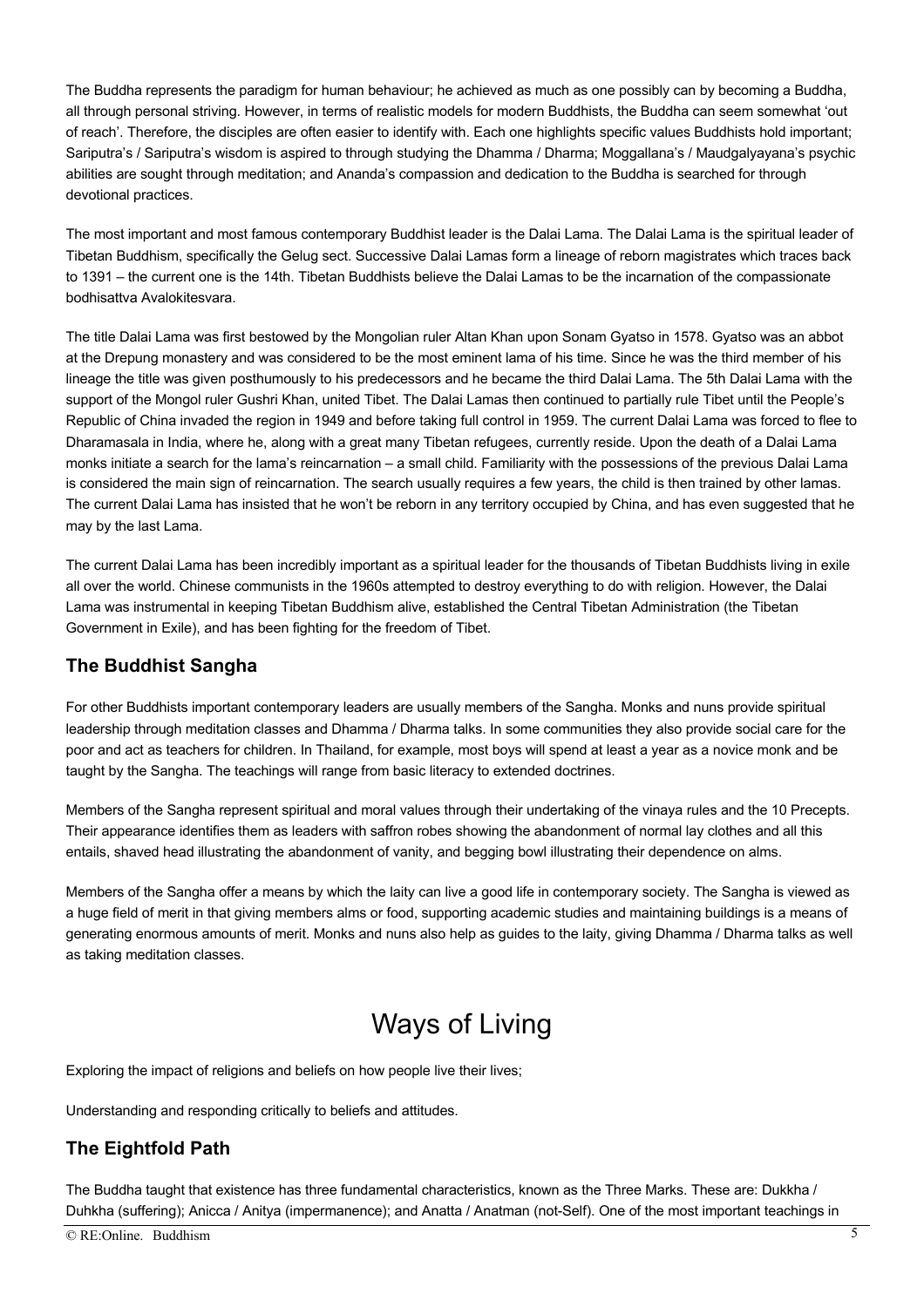The Buddha represents the paradigm for human behaviour; he achieved as much as one possibly can by becoming a Buddha, all through personal striving. However, in terms of realistic models for modern Buddhists, the Buddha can seem somewhat 'out of reach'. Therefore, the disciples are often easier to identify with. Each one highlights specific values Buddhists hold important; Sariputra's / Sariputra's wisdom is aspired to through studying the Dhamma / Dharma; Moggallana's / Maudgalyayana's psychic abilities are sought through meditation; and Ananda's compassion and dedication to the Buddha is searched for through devotional practices.

The most important and most famous contemporary Buddhist leader is the Dalai Lama. The Dalai Lama is the spiritual leader of Tibetan Buddhism, specifically the Gelug sect. Successive Dalai Lamas form a lineage of reborn magistrates which traces back to 1391 – the current one is the 14th. Tibetan Buddhists believe the Dalai Lamas to be the incarnation of the compassionate bodhisattva Avalokitesvara.

The title Dalai Lama was first bestowed by the Mongolian ruler Altan Khan upon Sonam Gyatso in 1578. Gyatso was an abbot at the Drepung monastery and was considered to be the most eminent lama of his time. Since he was the third member of his lineage the title was given posthumously to his predecessors and he became the third Dalai Lama. The 5th Dalai Lama with the support of the Mongol ruler Gushri Khan, united Tibet. The Dalai Lamas then continued to partially rule Tibet until the People's Republic of China invaded the region in 1949 and before taking full control in 1959. The current Dalai Lama was forced to flee to Dharamasala in India, where he, along with a great many Tibetan refugees, currently reside. Upon the death of a Dalai Lama monks initiate a search for the lama's reincarnation – a small child. Familiarity with the possessions of the previous Dalai Lama is considered the main sign of reincarnation. The search usually requires a few years, the child is then trained by other lamas. The current Dalai Lama has insisted that he won't be reborn in any territory occupied by China, and has even suggested that he may by the last Lama.

The current Dalai Lama has been incredibly important as a spiritual leader for the thousands of Tibetan Buddhists living in exile all over the world. Chinese communists in the 1960s attempted to destroy everything to do with religion. However, the Dalai Lama was instrumental in keeping Tibetan Buddhism alive, established the Central Tibetan Administration (the Tibetan Government in Exile), and has been fighting for the freedom of Tibet.

## The Buddhist Sangha

For other Buddhists important contemporary leaders are usually members of the Sangha. Monks and nuns provide spiritual leadership through meditation classes and Dhamma / Dharma talks. In some communities they also provide social care for the poor and act as teachers for children. In Thailand, for example, most boys will spend at least a year as a novice monk and be taught by the Sangha. The teachings will range from basic literacy to extended doctrines.

Members of the Sangha represent spiritual and moral values through their undertaking of the vinaya rules and the 10 Precepts. Their appearance identifies them as leaders with saffron robes showing the abandonment of normal lay clothes and all this entails, shaved head illustrating the abandonment of vanity, and begging bowl illustrating their dependence on alms.

Members of the Sangha offer a means by which the laity can live a good life in contemporary society. The Sangha is viewed as a huge field of merit in that giving members alms or food, supporting academic studies and maintaining buildings is a means of generating enormous amounts of merit. Monks and nuns also help as guides to the laity, giving Dhamma / Dharma talks as well as taking meditation classes.

# Ways of Living

Exploring the impact of religions and beliefs on how people live their lives;

Understanding and responding critically to beliefs and attitudes.

## The Eightfold Path

The Buddha taught that existence has three fundamental characteristics, known as the Three Marks. These are: Dukkha / Duhkha (suffering); Anicca / Anitya (impermanence); and Anatta / Anatman (not-Self). One of the most important teachings in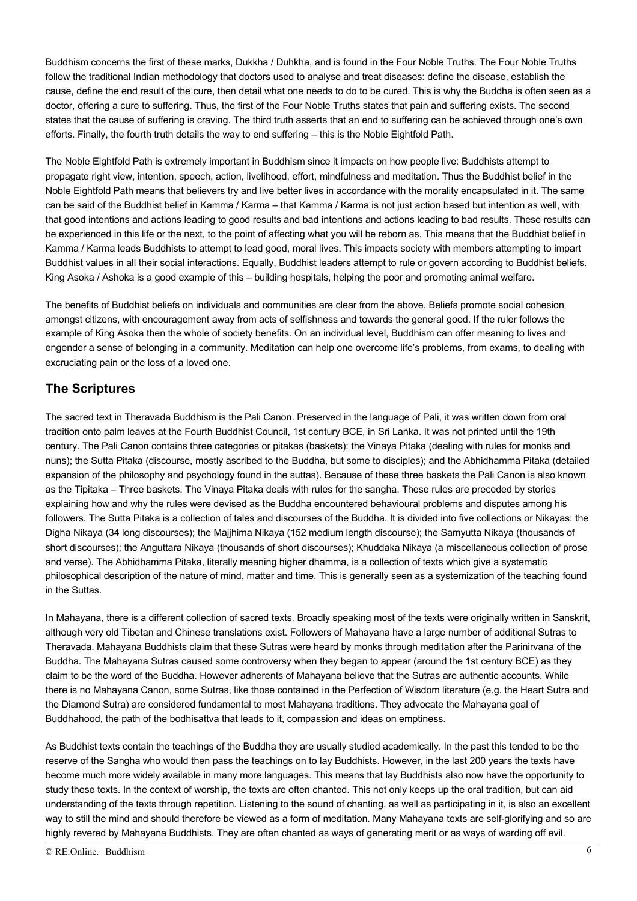Buddhism concerns the first of these marks, Dukkha / Duhkha, and is found in the Four Noble Truths. The Four Noble Truths follow the traditional Indian methodology that doctors used to analyse and treat diseases: define the disease, establish the cause, define the end result of the cure, then detail what one needs to do to be cured. This is why the Buddha is often seen as a doctor, offering a cure to suffering. Thus, the first of the Four Noble Truths states that pain and suffering exists. The second states that the cause of suffering is craving. The third truth asserts that an end to suffering can be achieved through one's own efforts. Finally, the fourth truth details the way to end suffering – this is the Noble Eightfold Path.

The Noble Eightfold Path is extremely important in Buddhism since it impacts on how people live: Buddhists attempt to propagate right view, intention, speech, action, livelihood, effort, mindfulness and meditation. Thus the Buddhist belief in the Noble Eightfold Path means that believers try and live better lives in accordance with the morality encapsulated in it. The same can be said of the Buddhist belief in Kamma / Karma – that Kamma / Karma is not just action based but intention as well, with that good intentions and actions leading to good results and bad intentions and actions leading to bad results. These results can be experienced in this life or the next, to the point of affecting what you will be reborn as. This means that the Buddhist belief in Kamma / Karma leads Buddhists to attempt to lead good, moral lives. This impacts society with members attempting to impart Buddhist values in all their social interactions. Equally, Buddhist leaders attempt to rule or govern according to Buddhist beliefs. King Asoka / Ashoka is a good example of this – building hospitals, helping the poor and promoting animal welfare.

The benefits of Buddhist beliefs on individuals and communities are clear from the above. Beliefs promote social cohesion amongst citizens, with encouragement away from acts of selfishness and towards the general good. If the ruler follows the example of King Asoka then the whole of society benefits. On an individual level, Buddhism can offer meaning to lives and engender a sense of belonging in a community. Meditation can help one overcome life's problems, from exams, to dealing with excruciating pain or the loss of a loved one.

## The Scriptures

The sacred text in Theravada Buddhism is the Pali Canon. Preserved in the language of Pali, it was written down from oral tradition onto palm leaves at the Fourth Buddhist Council, 1st century BCE, in Sri Lanka. It was not printed until the 19th century. The Pali Canon contains three categories or pitakas (baskets): the Vinaya Pitaka (dealing with rules for monks and nuns); the Sutta Pitaka (discourse, mostly ascribed to the Buddha, but some to disciples); and the Abhidhamma Pitaka (detailed expansion of the philosophy and psychology found in the suttas). Because of these three baskets the Pali Canon is also known as the Tipitaka – Three baskets. The Vinaya Pitaka deals with rules for the sangha. These rules are preceded by stories explaining how and why the rules were devised as the Buddha encountered behavioural problems and disputes among his followers. The Sutta Pitaka is a collection of tales and discourses of the Buddha. It is divided into five collections or Nikayas: the Digha Nikaya (34 long discourses); the Majjhima Nikaya (152 medium length discourse); the Samyutta Nikaya (thousands of short discourses); the Anguttara Nikaya (thousands of short discourses); Khuddaka Nikaya (a miscellaneous collection of prose and verse). The Abhidhamma Pitaka, literally meaning higher dhamma, is a collection of texts which give a systematic philosophical description of the nature of mind, matter and time. This is generally seen as a systemization of the teaching found in the Suttas.

In Mahayana, there is a different collection of sacred texts. Broadly speaking most of the texts were originally written in Sanskrit, although very old Tibetan and Chinese translations exist. Followers of Mahayana have a large number of additional Sutras to Theravada. Mahayana Buddhists claim that these Sutras were heard by monks through meditation after the Parinirvana of the Buddha. The Mahayana Sutras caused some controversy when they began to appear (around the 1st century BCE) as they claim to be the word of the Buddha. However adherents of Mahayana believe that the Sutras are authentic accounts. While there is no Mahayana Canon, some Sutras, like those contained in the Perfection of Wisdom literature (e.g. the Heart Sutra and the Diamond Sutra) are considered fundamental to most Mahayana traditions. They advocate the Mahayana goal of Buddhahood, the path of the bodhisattva that leads to it, compassion and ideas on emptiness.

As Buddhist texts contain the teachings of the Buddha they are usually studied academically. In the past this tended to be the reserve of the Sangha who would then pass the teachings on to lay Buddhists. However, in the last 200 years the texts have become much more widely available in many more languages. This means that lay Buddhists also now have the opportunity to study these texts. In the context of worship, the texts are often chanted. This not only keeps up the oral tradition, but can aid understanding of the texts through repetition. Listening to the sound of chanting, as well as participating in it, is also an excellent way to still the mind and should therefore be viewed as a form of meditation. Many Mahayana texts are self-glorifying and so are highly revered by Mahayana Buddhists. They are often chanted as ways of generating merit or as ways of warding off evil.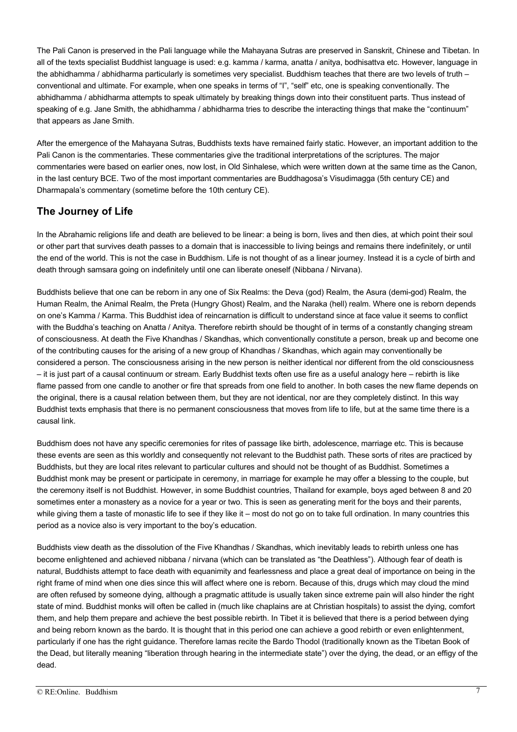The Pali Canon is preserved in the Pali language while the Mahayana Sutras are preserved in Sanskrit, Chinese and Tibetan. In all of the texts specialist Buddhist language is used: e.g. kamma / karma, anatta / anitya, bodhisattva etc. However, language in the abhidhamma / abhidharma particularly is sometimes very specialist. Buddhism teaches that there are two levels of truth – conventional and ultimate. For example, when one speaks in terms of "I", "self" etc, one is speaking conventionally. The abhidhamma / abhidharma attempts to speak ultimately by breaking things down into their constituent parts. Thus instead of speaking of e.g. Jane Smith, the abhidhamma / abhidharma tries to describe the interacting things that make the "continuum" that appears as Jane Smith.

After the emergence of the Mahayana Sutras, Buddhists texts have remained fairly static. However, an important addition to the Pali Canon is the commentaries. These commentaries give the traditional interpretations of the scriptures. The major commentaries were based on earlier ones, now lost, in Old Sinhalese, which were written down at the same time as the Canon, in the last century BCE. Two of the most important commentaries are Buddhagosa's Visudimagga (5th century CE) and Dharmapala's commentary (sometime before the 10th century CE).

## The Journey of Life

In the Abrahamic religions life and death are believed to be linear: a being is born, lives and then dies, at which point their soul or other part that survives death passes to a domain that is inaccessible to living beings and remains there indefinitely, or until the end of the world. This is not the case in Buddhism. Life is not thought of as a linear journey. Instead it is a cycle of birth and death through samsara going on indefinitely until one can liberate oneself (Nibbana / Nirvana).

Buddhists believe that one can be reborn in any one of Six Realms: the Deva (god) Realm, the Asura (demi-god) Realm, the Human Realm, the Animal Realm, the Preta (Hungry Ghost) Realm, and the Naraka (hell) realm. Where one is reborn depends on one's Kamma / Karma. This Buddhist idea of reincarnation is difficult to understand since at face value it seems to conflict with the Buddha's teaching on Anatta / Anitya. Therefore rebirth should be thought of in terms of a constantly changing stream of consciousness. At death the Five Khandhas / Skandhas, which conventionally constitute a person, break up and become one of the contributing causes for the arising of a new group of Khandhas / Skandhas, which again may conventionally be considered a person. The consciousness arising in the new person is neither identical nor different from the old consciousness – it is just part of a causal continuum or stream. Early Buddhist texts often use fire as a useful analogy here – rebirth is like flame passed from one candle to another or fire that spreads from one field to another. In both cases the new flame depends on the original, there is a causal relation between them, but they are not identical, nor are they completely distinct. In this way Buddhist texts emphasis that there is no permanent consciousness that moves from life to life, but at the same time there is a causal link.

Buddhism does not have any specific ceremonies for rites of passage like birth, adolescence, marriage etc. This is because these events are seen as this worldly and consequently not relevant to the Buddhist path. These sorts of rites are practiced by Buddhists, but they are local rites relevant to particular cultures and should not be thought of as Buddhist. Sometimes a Buddhist monk may be present or participate in ceremony, in marriage for example he may offer a blessing to the couple, but the ceremony itself is not Buddhist. However, in some Buddhist countries, Thailand for example, boys aged between 8 and 20 sometimes enter a monastery as a novice for a year or two. This is seen as generating merit for the boys and their parents, while giving them a taste of monastic life to see if they like it – most do not go on to take full ordination. In many countries this period as a novice also is very important to the boy's education.

Buddhists view death as the dissolution of the Five Khandhas / Skandhas, which inevitably leads to rebirth unless one has become enlightened and achieved nibbana / nirvana (which can be translated as "the Deathless"). Although fear of death is natural, Buddhists attempt to face death with equanimity and fearlessness and place a great deal of importance on being in the right frame of mind when one dies since this will affect where one is reborn. Because of this, drugs which may cloud the mind are often refused by someone dying, although a pragmatic attitude is usually taken since extreme pain will also hinder the right state of mind. Buddhist monks will often be called in (much like chaplains are at Christian hospitals) to assist the dying, comfort them, and help them prepare and achieve the best possible rebirth. In Tibet it is believed that there is a period between dying and being reborn known as the bardo. It is thought that in this period one can achieve a good rebirth or even enlightenment, particularly if one has the right guidance. Therefore lamas recite the Bardo Thodol (traditionally known as the Tibetan Book of the Dead, but literally meaning "liberation through hearing in the intermediate state") over the dying, the dead, or an effigy of the dead.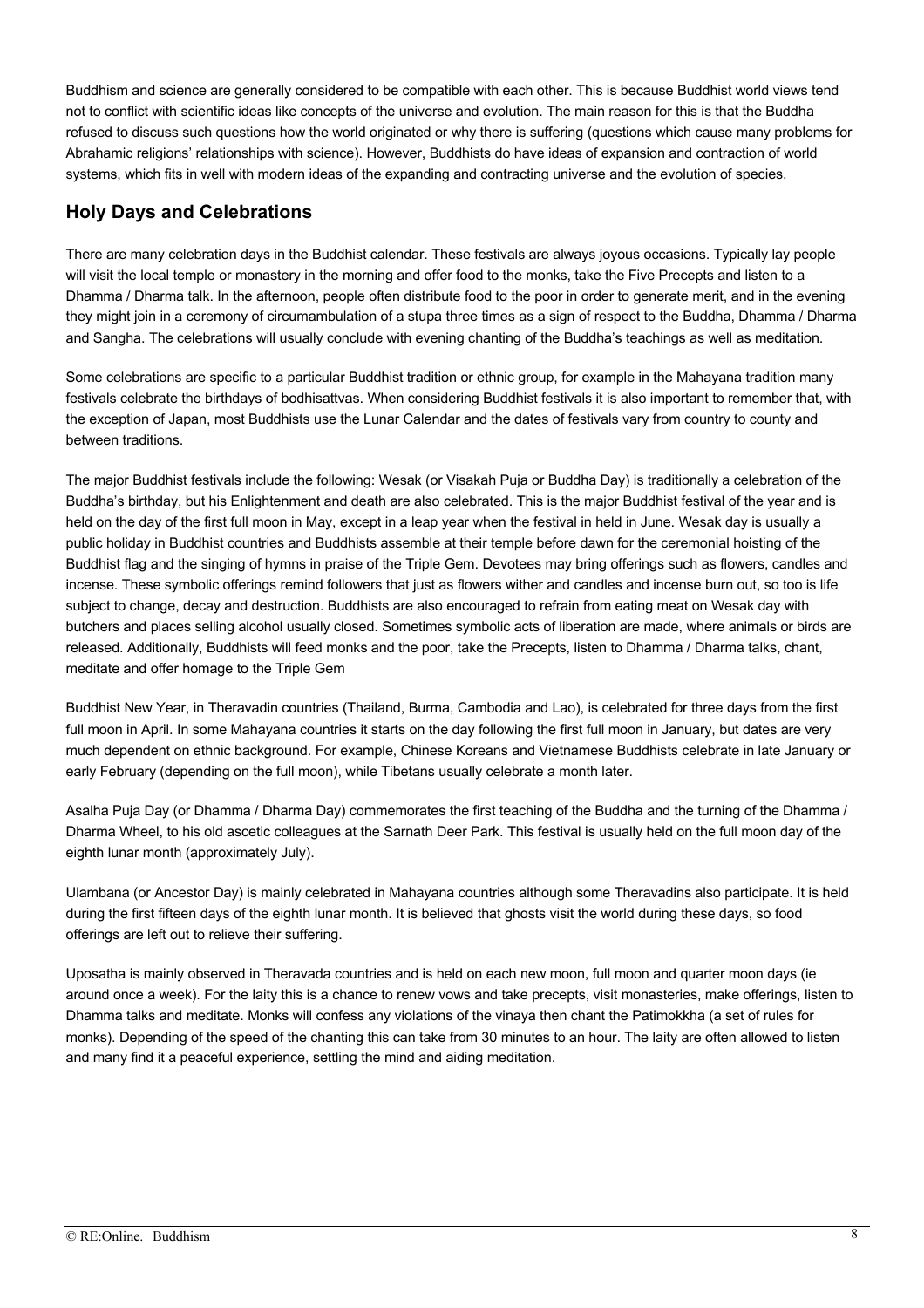Buddhism and science are generally considered to be compatible with each other. This is because Buddhist world views tend not to conflict with scientific ideas like concepts of the universe and evolution. The main reason for this is that the Buddha refused to discuss such questions how the world originated or why there is suffering (questions which cause many problems for Abrahamic religions' relationships with science). However, Buddhists do have ideas of expansion and contraction of world systems, which fits in well with modern ideas of the expanding and contracting universe and the evolution of species.

## Holy Days and Celebrations

There are many celebration days in the Buddhist calendar. These festivals are always joyous occasions. Typically lay people will visit the local temple or monastery in the morning and offer food to the monks, take the Five Precepts and listen to a Dhamma / Dharma talk. In the afternoon, people often distribute food to the poor in order to generate merit, and in the evening they might join in a ceremony of circumambulation of a stupa three times as a sign of respect to the Buddha, Dhamma / Dharma and Sangha. The celebrations will usually conclude with evening chanting of the Buddha's teachings as well as meditation.

Some celebrations are specific to a particular Buddhist tradition or ethnic group, for example in the Mahayana tradition many festivals celebrate the birthdays of bodhisattvas. When considering Buddhist festivals it is also important to remember that, with the exception of Japan, most Buddhists use the Lunar Calendar and the dates of festivals vary from country to county and between traditions.

The major Buddhist festivals include the following: Wesak (or Visakah Puja or Buddha Day) is traditionally a celebration of the Buddha's birthday, but his Enlightenment and death are also celebrated. This is the major Buddhist festival of the year and is held on the day of the first full moon in May, except in a leap year when the festival in held in June. Wesak day is usually a public holiday in Buddhist countries and Buddhists assemble at their temple before dawn for the ceremonial hoisting of the Buddhist flag and the singing of hymns in praise of the Triple Gem. Devotees may bring offerings such as flowers, candles and incense. These symbolic offerings remind followers that just as flowers wither and candles and incense burn out, so too is life subject to change, decay and destruction. Buddhists are also encouraged to refrain from eating meat on Wesak day with butchers and places selling alcohol usually closed. Sometimes symbolic acts of liberation are made, where animals or birds are released. Additionally, Buddhists will feed monks and the poor, take the Precepts, listen to Dhamma / Dharma talks, chant, meditate and offer homage to the Triple Gem

Buddhist New Year, in Theravadin countries (Thailand, Burma, Cambodia and Lao), is celebrated for three days from the first full moon in April. In some Mahayana countries it starts on the day following the first full moon in January, but dates are very much dependent on ethnic background. For example, Chinese Koreans and Vietnamese Buddhists celebrate in late January or early February (depending on the full moon), while Tibetans usually celebrate a month later.

Asalha Puja Day (or Dhamma / Dharma Day) commemorates the first teaching of the Buddha and the turning of the Dhamma / Dharma Wheel, to his old ascetic colleagues at the Sarnath Deer Park. This festival is usually held on the full moon day of the eighth lunar month (approximately July).

Ulambana (or Ancestor Day) is mainly celebrated in Mahayana countries although some Theravadins also participate. It is held during the first fifteen days of the eighth lunar month. It is believed that ghosts visit the world during these days, so food offerings are left out to relieve their suffering.

Uposatha is mainly observed in Theravada countries and is held on each new moon, full moon and quarter moon days (ie around once a week). For the laity this is a chance to renew vows and take precepts, visit monasteries, make offerings, listen to Dhamma talks and meditate. Monks will confess any violations of the vinaya then chant the Patimokkha (a set of rules for monks). Depending of the speed of the chanting this can take from 30 minutes to an hour. The laity are often allowed to listen and many find it a peaceful experience, settling the mind and aiding meditation.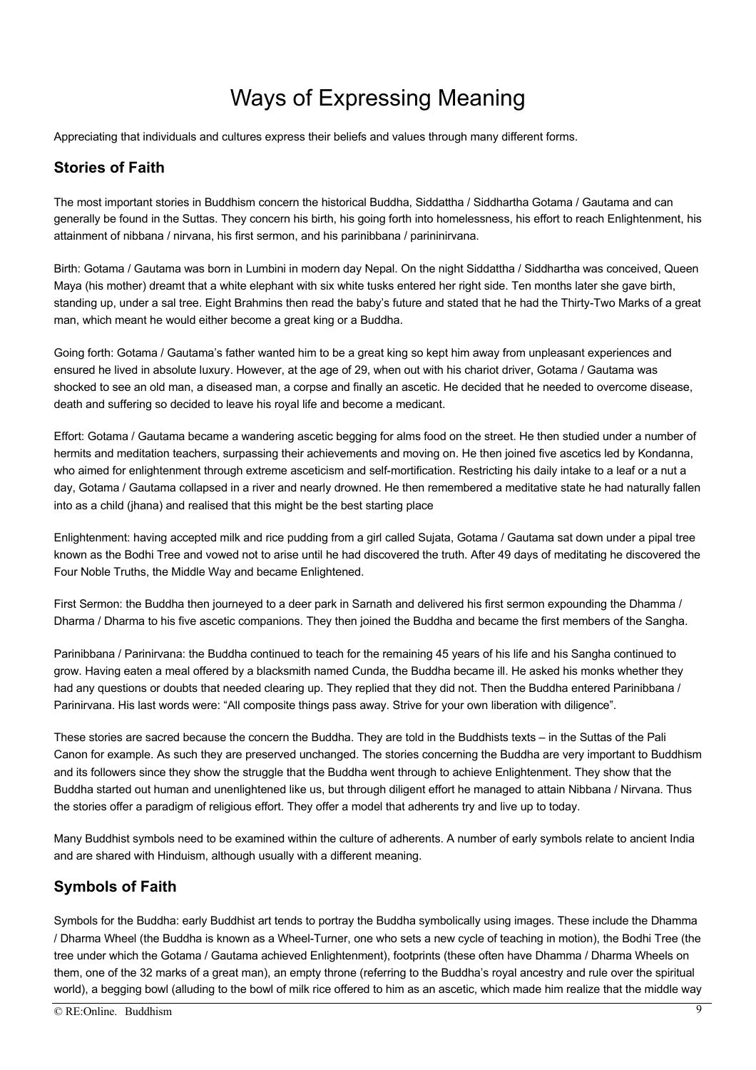# Ways of Expressing Meaning

Appreciating that individuals and cultures express their beliefs and values through many different forms.

## Stories of Faith

The most important stories in Buddhism concern the historical Buddha, Siddattha / Siddhartha Gotama / Gautama and can generally be found in the Suttas. They concern his birth, his going forth into homelessness, his effort to reach Enlightenment, his attainment of nibbana / nirvana, his first sermon, and his parinibbana / parininirvana.

Birth: Gotama / Gautama was born in Lumbini in modern day Nepal. On the night Siddattha / Siddhartha was conceived, Queen Maya (his mother) dreamt that a white elephant with six white tusks entered her right side. Ten months later she gave birth, standing up, under a sal tree. Eight Brahmins then read the baby's future and stated that he had the Thirty-Two Marks of a great man, which meant he would either become a great king or a Buddha.

Going forth: Gotama / Gautama's father wanted him to be a great king so kept him away from unpleasant experiences and ensured he lived in absolute luxury. However, at the age of 29, when out with his chariot driver, Gotama / Gautama was shocked to see an old man, a diseased man, a corpse and finally an ascetic. He decided that he needed to overcome disease, death and suffering so decided to leave his royal life and become a medicant.

Effort: Gotama / Gautama became a wandering ascetic begging for alms food on the street. He then studied under a number of hermits and meditation teachers, surpassing their achievements and moving on. He then joined five ascetics led by Kondanna, who aimed for enlightenment through extreme asceticism and self-mortification. Restricting his daily intake to a leaf or a nut a day, Gotama / Gautama collapsed in a river and nearly drowned. He then remembered a meditative state he had naturally fallen into as a child (jhana) and realised that this might be the best starting place

Enlightenment: having accepted milk and rice pudding from a girl called Sujata, Gotama / Gautama sat down under a pipal tree known as the Bodhi Tree and vowed not to arise until he had discovered the truth. After 49 days of meditating he discovered the Four Noble Truths, the Middle Way and became Enlightened.

First Sermon: the Buddha then journeyed to a deer park in Sarnath and delivered his first sermon expounding the Dhamma / Dharma / Dharma to his five ascetic companions. They then joined the Buddha and became the first members of the Sangha.

Parinibbana / Parinirvana: the Buddha continued to teach for the remaining 45 years of his life and his Sangha continued to grow. Having eaten a meal offered by a blacksmith named Cunda, the Buddha became ill. He asked his monks whether they had any questions or doubts that needed clearing up. They replied that they did not. Then the Buddha entered Parinibbana / Parinirvana. His last words were: "All composite things pass away. Strive for your own liberation with diligence".

These stories are sacred because the concern the Buddha. They are told in the Buddhists texts – in the Suttas of the Pali Canon for example. As such they are preserved unchanged. The stories concerning the Buddha are very important to Buddhism and its followers since they show the struggle that the Buddha went through to achieve Enlightenment. They show that the Buddha started out human and unenlightened like us, but through diligent effort he managed to attain Nibbana / Nirvana. Thus the stories offer a paradigm of religious effort. They offer a model that adherents try and live up to today.

Many Buddhist symbols need to be examined within the culture of adherents. A number of early symbols relate to ancient India and are shared with Hinduism, although usually with a different meaning.

## Symbols of Faith

Symbols for the Buddha: early Buddhist art tends to portray the Buddha symbolically using images. These include the Dhamma / Dharma Wheel (the Buddha is known as a Wheel-Turner, one who sets a new cycle of teaching in motion), the Bodhi Tree (the tree under which the Gotama / Gautama achieved Enlightenment), footprints (these often have Dhamma / Dharma Wheels on them, one of the 32 marks of a great man), an empty throne (referring to the Buddha's royal ancestry and rule over the spiritual world), a begging bowl (alluding to the bowl of milk rice offered to him as an ascetic, which made him realize that the middle way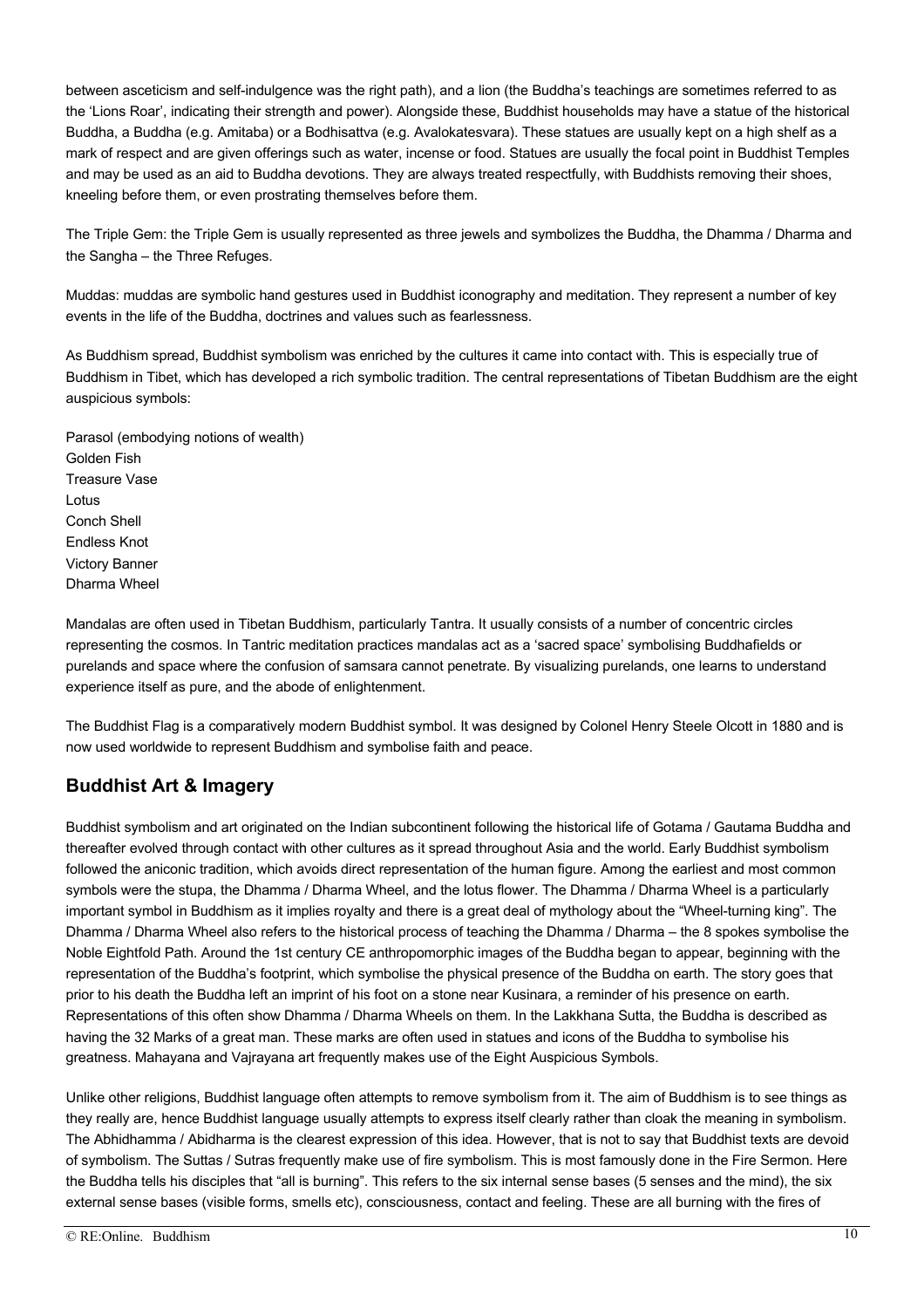between asceticism and self-indulgence was the right path), and a lion (the Buddha's teachings are sometimes referred to as the 'Lions Roar', indicating their strength and power). Alongside these, Buddhist households may have a statue of the historical Buddha, a Buddha (e.g. Amitaba) or a Bodhisattva (e.g. Avalokatesvara). These statues are usually kept on a high shelf as a mark of respect and are given offerings such as water, incense or food. Statues are usually the focal point in Buddhist Temples and may be used as an aid to Buddha devotions. They are always treated respectfully, with Buddhists removing their shoes, kneeling before them, or even prostrating themselves before them.

The Triple Gem: the Triple Gem is usually represented as three jewels and symbolizes the Buddha, the Dhamma / Dharma and the Sangha – the Three Refuges.

Muddas: muddas are symbolic hand gestures used in Buddhist iconography and meditation. They represent a number of key events in the life of the Buddha, doctrines and values such as fearlessness.

As Buddhism spread, Buddhist symbolism was enriched by the cultures it came into contact with. This is especially true of Buddhism in Tibet, which has developed a rich symbolic tradition. The central representations of Tibetan Buddhism are the eight auspicious symbols:

Parasol (embodying notions of wealth)
Golden Fish
Treasure Vase
Lotus
Conch Shell
Endless Knot
Victory Banner
Dharma Wheel

Mandalas are often used in Tibetan Buddhism, particularly Tantra. It usually consists of a number of concentric circles representing the cosmos. In Tantric meditation practices mandalas act as a 'sacred space' symbolising Buddhafields or purelands and space where the confusion of samsara cannot penetrate. By visualizing purelands, one learns to understand experience itself as pure, and the abode of enlightenment.

The Buddhist Flag is a comparatively modern Buddhist symbol. It was designed by Colonel Henry Steele Olcott in 1880 and is now used worldwide to represent Buddhism and symbolise faith and peace.

## Buddhist Art & Imagery

Buddhist symbolism and art originated on the Indian subcontinent following the historical life of Gotama / Gautama Buddha and thereafter evolved through contact with other cultures as it spread throughout Asia and the world. Early Buddhist symbolism followed the aniconic tradition, which avoids direct representation of the human figure. Among the earliest and most common symbols were the stupa, the Dhamma / Dharma Wheel, and the lotus flower. The Dhamma / Dharma Wheel is a particularly important symbol in Buddhism as it implies royalty and there is a great deal of mythology about the "Wheel-turning king". The Dhamma / Dharma Wheel also refers to the historical process of teaching the Dhamma / Dharma – the 8 spokes symbolise the Noble Eightfold Path. Around the 1st century CE anthropomorphic images of the Buddha began to appear, beginning with the representation of the Buddha's footprint, which symbolise the physical presence of the Buddha on earth. The story goes that prior to his death the Buddha left an imprint of his foot on a stone near Kusinara, a reminder of his presence on earth. Representations of this often show Dhamma / Dharma Wheels on them. In the Lakkhana Sutta, the Buddha is described as having the 32 Marks of a great man. These marks are often used in statues and icons of the Buddha to symbolise his greatness. Mahayana and Vajrayana art frequently makes use of the Eight Auspicious Symbols.

Unlike other religions, Buddhist language often attempts to remove symbolism from it. The aim of Buddhism is to see things as they really are, hence Buddhist language usually attempts to express itself clearly rather than cloak the meaning in symbolism. The Abhidhamma / Abidharma is the clearest expression of this idea. However, that is not to say that Buddhist texts are devoid of symbolism. The Suttas / Sutras frequently make use of fire symbolism. This is most famously done in the Fire Sermon. Here the Buddha tells his disciples that "all is burning". This refers to the six internal sense bases (5 senses and the mind), the six external sense bases (visible forms, smells etc), consciousness, contact and feeling. These are all burning with the fires of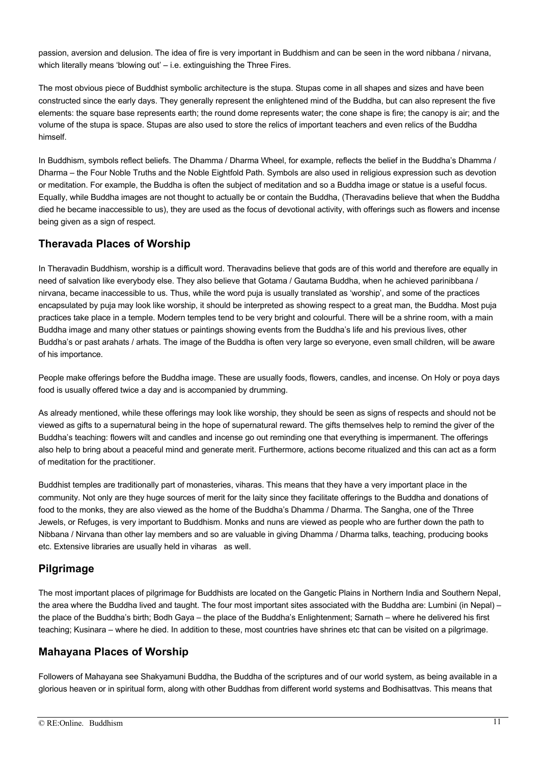passion, aversion and delusion. The idea of fire is very important in Buddhism and can be seen in the word nibbana / nirvana, which literally means 'blowing out' – i.e. extinguishing the Three Fires.

The most obvious piece of Buddhist symbolic architecture is the stupa. Stupas come in all shapes and sizes and have been constructed since the early days. They generally represent the enlightened mind of the Buddha, but can also represent the five elements: the square base represents earth; the round dome represents water; the cone shape is fire; the canopy is air; and the volume of the stupa is space. Stupas are also used to store the relics of important teachers and even relics of the Buddha himself.

In Buddhism, symbols reflect beliefs. The Dhamma / Dharma Wheel, for example, reflects the belief in the Buddha's Dhamma / Dharma – the Four Noble Truths and the Noble Eightfold Path. Symbols are also used in religious expression such as devotion or meditation. For example, the Buddha is often the subject of meditation and so a Buddha image or statue is a useful focus. Equally, while Buddha images are not thought to actually be or contain the Buddha, (Theravadins believe that when the Buddha died he became inaccessible to us), they are used as the focus of devotional activity, with offerings such as flowers and incense being given as a sign of respect.

## Theravada Places of Worship

In Theravadin Buddhism, worship is a difficult word. Theravadins believe that gods are of this world and therefore are equally in need of salvation like everybody else. They also believe that Gotama / Gautama Buddha, when he achieved parinibbana / nirvana, became inaccessible to us. Thus, while the word puja is usually translated as 'worship', and some of the practices encapsulated by puja may look like worship, it should be interpreted as showing respect to a great man, the Buddha. Most puja practices take place in a temple. Modern temples tend to be very bright and colourful. There will be a shrine room, with a main Buddha image and many other statues or paintings showing events from the Buddha's life and his previous lives, other Buddha's or past arahats / arhats. The image of the Buddha is often very large so everyone, even small children, will be aware of his importance.

People make offerings before the Buddha image. These are usually foods, flowers, candles, and incense. On Holy or poya days food is usually offered twice a day and is accompanied by drumming.

As already mentioned, while these offerings may look like worship, they should be seen as signs of respects and should not be viewed as gifts to a supernatural being in the hope of supernatural reward. The gifts themselves help to remind the giver of the Buddha's teaching: flowers wilt and candles and incense go out reminding one that everything is impermanent. The offerings also help to bring about a peaceful mind and generate merit. Furthermore, actions become ritualized and this can act as a form of meditation for the practitioner.

Buddhist temples are traditionally part of monasteries, viharas. This means that they have a very important place in the community. Not only are they huge sources of merit for the laity since they facilitate offerings to the Buddha and donations of food to the monks, they are also viewed as the home of the Buddha's Dhamma / Dharma. The Sangha, one of the Three Jewels, or Refuges, is very important to Buddhism. Monks and nuns are viewed as people who are further down the path to Nibbana / Nirvana than other lay members and so are valuable in giving Dhamma / Dharma talks, teaching, producing books etc. Extensive libraries are usually held in viharas as well.

## Pilgrimage

The most important places of pilgrimage for Buddhists are located on the Gangetic Plains in Northern India and Southern Nepal, the area where the Buddha lived and taught. The four most important sites associated with the Buddha are: Lumbini (in Nepal) – the place of the Buddha's birth; Bodh Gaya – the place of the Buddha's Enlightenment; Sarnath – where he delivered his first teaching; Kusinara – where he died. In addition to these, most countries have shrines etc that can be visited on a pilgrimage.

## Mahayana Places of Worship

Followers of Mahayana see Shakyamuni Buddha, the Buddha of the scriptures and of our world system, as being available in a glorious heaven or in spiritual form, along with other Buddhas from different world systems and Bodhisattvas. This means that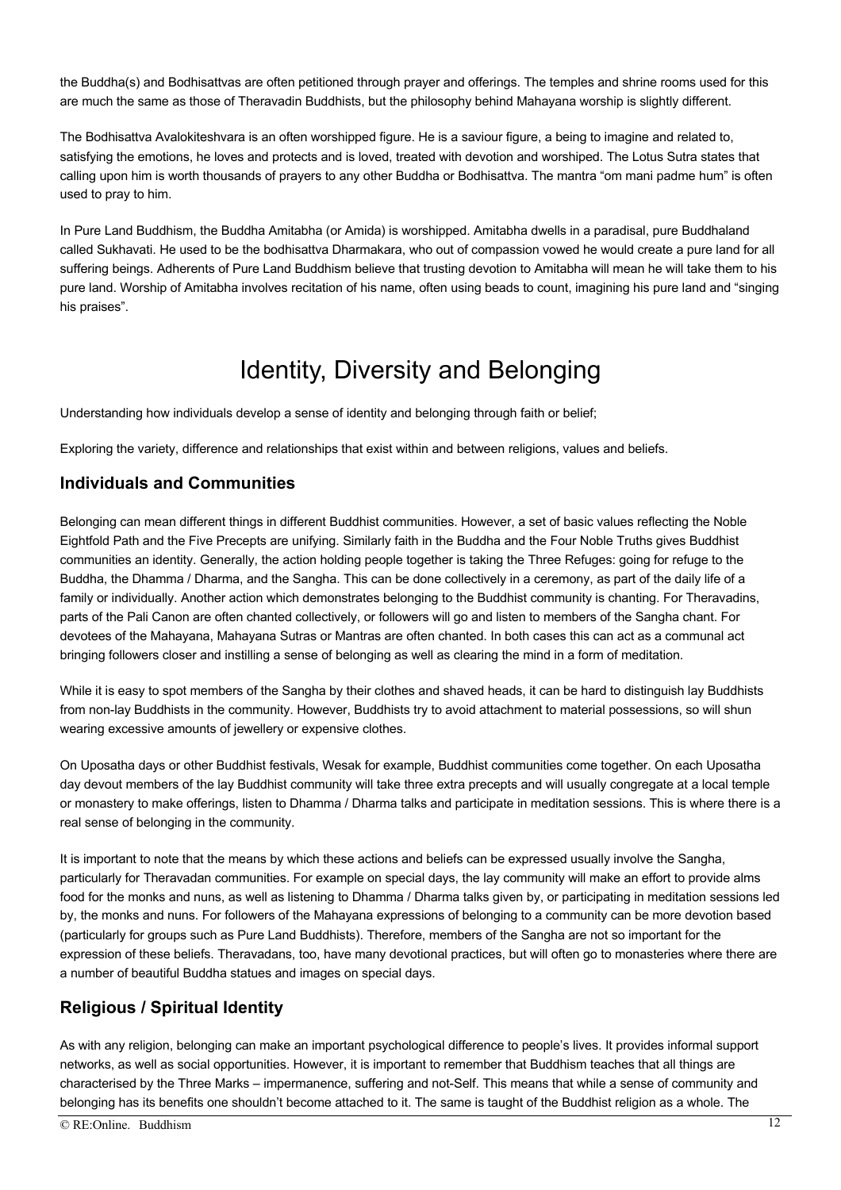the Buddha(s) and Bodhisattvas are often petitioned through prayer and offerings. The temples and shrine rooms used for this are much the same as those of Theravadin Buddhists, but the philosophy behind Mahayana worship is slightly different.

The Bodhisattva Avalokiteshvara is an often worshipped figure. He is a saviour figure, a being to imagine and related to, satisfying the emotions, he loves and protects and is loved, treated with devotion and worshiped. The Lotus Sutra states that calling upon him is worth thousands of prayers to any other Buddha or Bodhisattva. The mantra "om mani padme hum" is often used to pray to him.

In Pure Land Buddhism, the Buddha Amitabha (or Amida) is worshipped. Amitabha dwells in a paradisal, pure Buddhaland called Sukhavati. He used to be the bodhisattva Dharmakara, who out of compassion vowed he would create a pure land for all suffering beings. Adherents of Pure Land Buddhism believe that trusting devotion to Amitabha will mean he will take them to his pure land. Worship of Amitabha involves recitation of his name, often using beads to count, imagining his pure land and "singing his praises".

# Identity, Diversity and Belonging

Understanding how individuals develop a sense of identity and belonging through faith or belief;

Exploring the variety, difference and relationships that exist within and between religions, values and beliefs.

## Individuals and Communities

Belonging can mean different things in different Buddhist communities. However, a set of basic values reflecting the Noble Eightfold Path and the Five Precepts are unifying. Similarly faith in the Buddha and the Four Noble Truths gives Buddhist communities an identity. Generally, the action holding people together is taking the Three Refuges: going for refuge to the Buddha, the Dhamma / Dharma, and the Sangha. This can be done collectively in a ceremony, as part of the daily life of a family or individually. Another action which demonstrates belonging to the Buddhist community is chanting. For Theravadins, parts of the Pali Canon are often chanted collectively, or followers will go and listen to members of the Sangha chant. For devotees of the Mahayana, Mahayana Sutras or Mantras are often chanted. In both cases this can act as a communal act bringing followers closer and instilling a sense of belonging as well as clearing the mind in a form of meditation.

While it is easy to spot members of the Sangha by their clothes and shaved heads, it can be hard to distinguish lay Buddhists from non-lay Buddhists in the community. However, Buddhists try to avoid attachment to material possessions, so will shun wearing excessive amounts of jewellery or expensive clothes.

On Uposatha days or other Buddhist festivals, Wesak for example, Buddhist communities come together. On each Uposatha day devout members of the lay Buddhist community will take three extra precepts and will usually congregate at a local temple or monastery to make offerings, listen to Dhamma / Dharma talks and participate in meditation sessions. This is where there is a real sense of belonging in the community.

It is important to note that the means by which these actions and beliefs can be expressed usually involve the Sangha, particularly for Theravadan communities. For example on special days, the lay community will make an effort to provide alms food for the monks and nuns, as well as listening to Dhamma / Dharma talks given by, or participating in meditation sessions led by, the monks and nuns. For followers of the Mahayana expressions of belonging to a community can be more devotion based (particularly for groups such as Pure Land Buddhists). Therefore, members of the Sangha are not so important for the expression of these beliefs. Theravadans, too, have many devotional practices, but will often go to monasteries where there are a number of beautiful Buddha statues and images on special days.

## Religious / Spiritual Identity

As with any religion, belonging can make an important psychological difference to people's lives. It provides informal support networks, as well as social opportunities. However, it is important to remember that Buddhism teaches that all things are characterised by the Three Marks – impermanence, suffering and not-Self. This means that while a sense of community and belonging has its benefits one shouldn't become attached to it. The same is taught of the Buddhist religion as a whole. The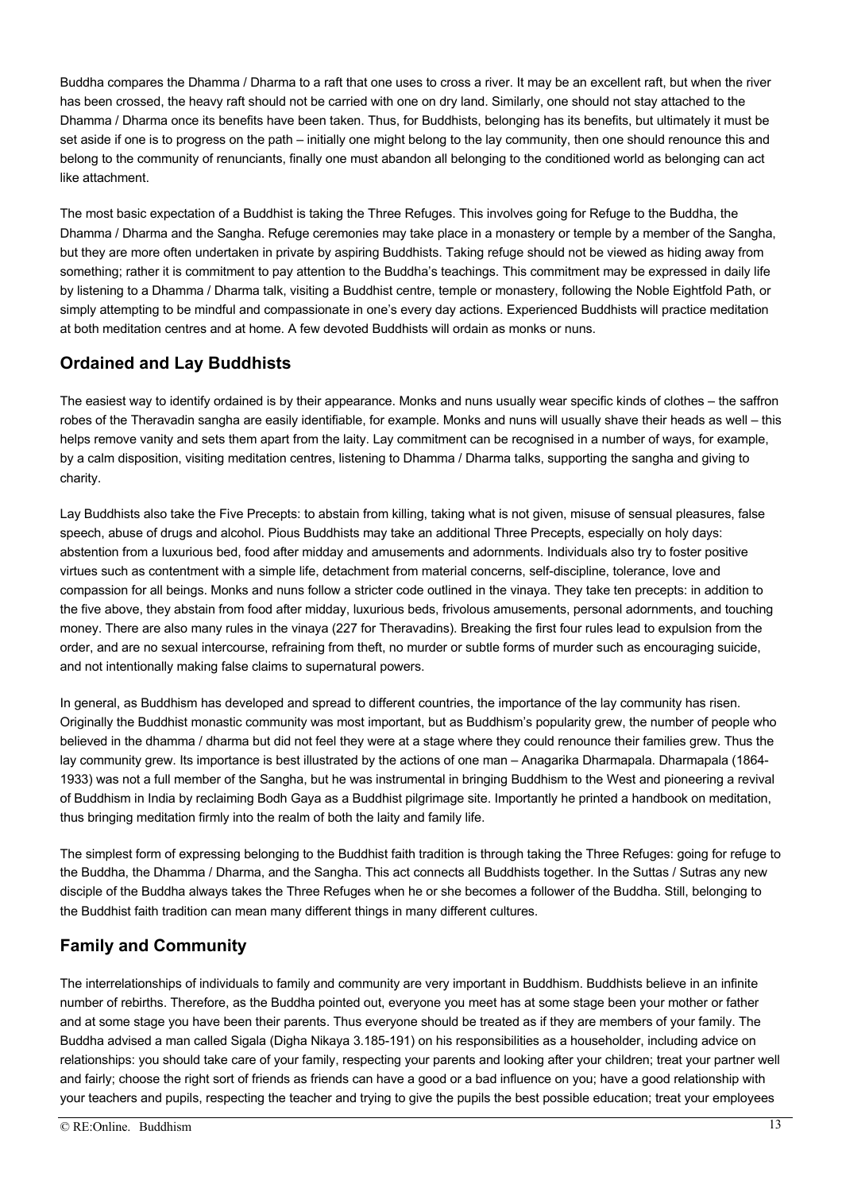Buddha compares the Dhamma / Dharma to a raft that one uses to cross a river. It may be an excellent raft, but when the river has been crossed, the heavy raft should not be carried with one on dry land. Similarly, one should not stay attached to the Dhamma / Dharma once its benefits have been taken. Thus, for Buddhists, belonging has its benefits, but ultimately it must be set aside if one is to progress on the path – initially one might belong to the lay community, then one should renounce this and belong to the community of renunciants, finally one must abandon all belonging to the conditioned world as belonging can act like attachment.

The most basic expectation of a Buddhist is taking the Three Refuges. This involves going for Refuge to the Buddha, the Dhamma / Dharma and the Sangha. Refuge ceremonies may take place in a monastery or temple by a member of the Sangha, but they are more often undertaken in private by aspiring Buddhists. Taking refuge should not be viewed as hiding away from something; rather it is commitment to pay attention to the Buddha's teachings. This commitment may be expressed in daily life by listening to a Dhamma / Dharma talk, visiting a Buddhist centre, temple or monastery, following the Noble Eightfold Path, or simply attempting to be mindful and compassionate in one's every day actions. Experienced Buddhists will practice meditation at both meditation centres and at home. A few devoted Buddhists will ordain as monks or nuns.

## Ordained and Lay Buddhists

The easiest way to identify ordained is by their appearance. Monks and nuns usually wear specific kinds of clothes – the saffron robes of the Theravadin sangha are easily identifiable, for example. Monks and nuns will usually shave their heads as well – this helps remove vanity and sets them apart from the laity. Lay commitment can be recognised in a number of ways, for example, by a calm disposition, visiting meditation centres, listening to Dhamma / Dharma talks, supporting the sangha and giving to charity.

Lay Buddhists also take the Five Precepts: to abstain from killing, taking what is not given, misuse of sensual pleasures, false speech, abuse of drugs and alcohol. Pious Buddhists may take an additional Three Precepts, especially on holy days: abstention from a luxurious bed, food after midday and amusements and adornments. Individuals also try to foster positive virtues such as contentment with a simple life, detachment from material concerns, self-discipline, tolerance, love and compassion for all beings. Monks and nuns follow a stricter code outlined in the vinaya. They take ten precepts: in addition to the five above, they abstain from food after midday, luxurious beds, frivolous amusements, personal adornments, and touching money. There are also many rules in the vinaya (227 for Theravadins). Breaking the first four rules lead to expulsion from the order, and are no sexual intercourse, refraining from theft, no murder or subtle forms of murder such as encouraging suicide, and not intentionally making false claims to supernatural powers.

In general, as Buddhism has developed and spread to different countries, the importance of the lay community has risen. Originally the Buddhist monastic community was most important, but as Buddhism's popularity grew, the number of people who believed in the dhamma / dharma but did not feel they were at a stage where they could renounce their families grew. Thus the lay community grew. Its importance is best illustrated by the actions of one man – Anagarika Dharmapala. Dharmapala (1864-1933) was not a full member of the Sangha, but he was instrumental in bringing Buddhism to the West and pioneering a revival of Buddhism in India by reclaiming Bodh Gaya as a Buddhist pilgrimage site. Importantly he printed a handbook on meditation, thus bringing meditation firmly into the realm of both the laity and family life.

The simplest form of expressing belonging to the Buddhist faith tradition is through taking the Three Refuges: going for refuge to the Buddha, the Dhamma / Dharma, and the Sangha. This act connects all Buddhists together. In the Suttas / Sutras any new disciple of the Buddha always takes the Three Refuges when he or she becomes a follower of the Buddha. Still, belonging to the Buddhist faith tradition can mean many different things in many different cultures.

## Family and Community

The interrelationships of individuals to family and community are very important in Buddhism. Buddhists believe in an infinite number of rebirths. Therefore, as the Buddha pointed out, everyone you meet has at some stage been your mother or father and at some stage you have been their parents. Thus everyone should be treated as if they are members of your family. The Buddha advised a man called Sigala (Digha Nikaya 3.185-191) on his responsibilities as a householder, including advice on relationships: you should take care of your family, respecting your parents and looking after your children; treat your partner well and fairly; choose the right sort of friends as friends can have a good or a bad influence on you; have a good relationship with your teachers and pupils, respecting the teacher and trying to give the pupils the best possible education; treat your employees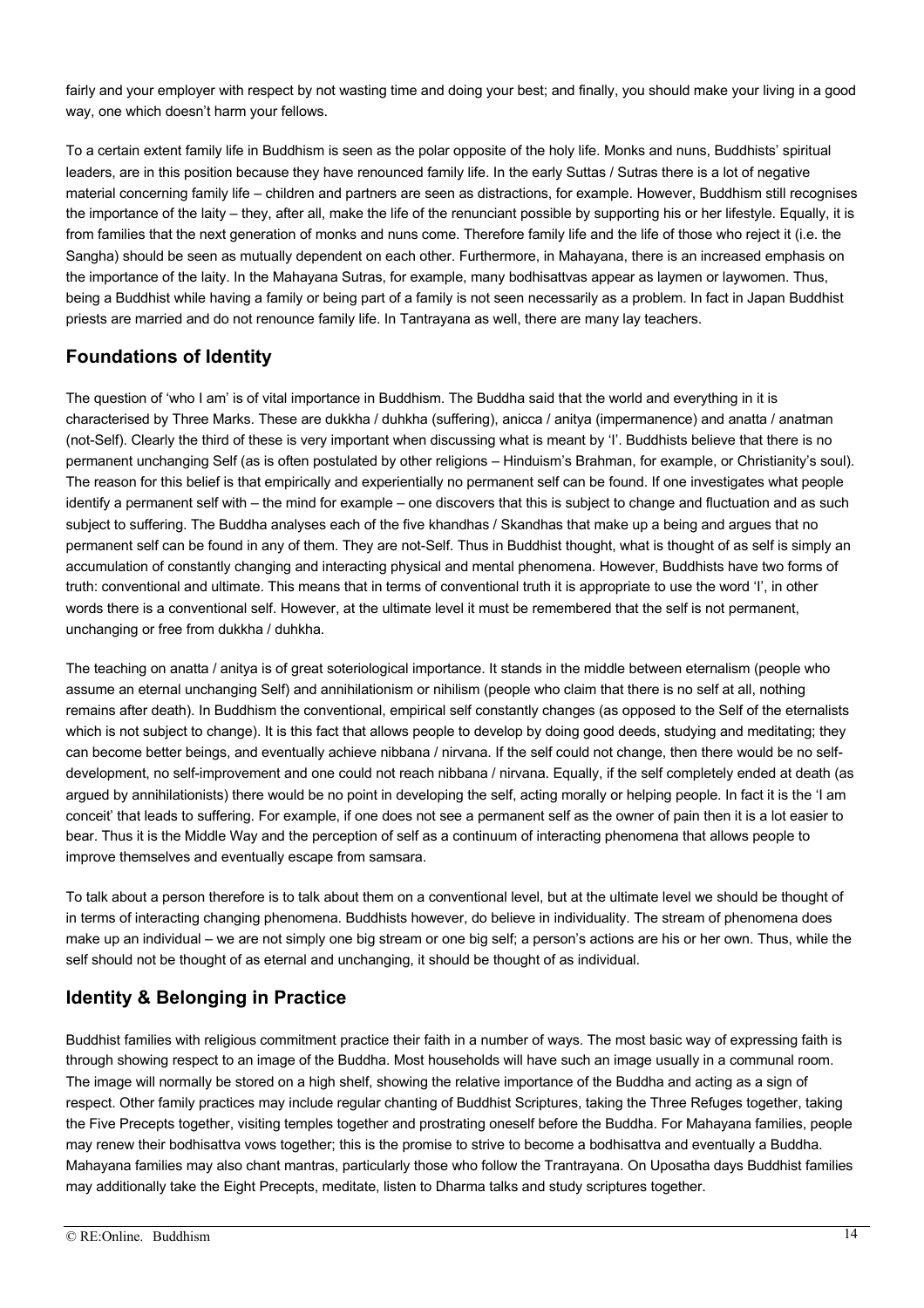fairly and your employer with respect by not wasting time and doing your best; and finally, you should make your living in a good way, one which doesn't harm your fellows.

To a certain extent family life in Buddhism is seen as the polar opposite of the holy life. Monks and nuns, Buddhists' spiritual leaders, are in this position because they have renounced family life. In the early Suttas / Sutras there is a lot of negative material concerning family life – children and partners are seen as distractions, for example. However, Buddhism still recognises the importance of the laity – they, after all, make the life of the renunciant possible by supporting his or her lifestyle. Equally, it is from families that the next generation of monks and nuns come. Therefore family life and the life of those who reject it (i.e. the Sangha) should be seen as mutually dependent on each other. Furthermore, in Mahayana, there is an increased emphasis on the importance of the laity. In the Mahayana Sutras, for example, many bodhisattvas appear as laymen or laywomen. Thus, being a Buddhist while having a family or being part of a family is not seen necessarily as a problem. In fact in Japan Buddhist priests are married and do not renounce family life. In Tantrayana as well, there are many lay teachers.

## Foundations of Identity

The question of 'who I am' is of vital importance in Buddhism. The Buddha said that the world and everything in it is characterised by Three Marks. These are dukkha / duhkha (suffering), anicca / anitya (impermanence) and anatta / anatman (not-Self). Clearly the third of these is very important when discussing what is meant by 'I'. Buddhists believe that there is no permanent unchanging Self (as is often postulated by other religions – Hinduism's Brahman, for example, or Christianity's soul). The reason for this belief is that empirically and experientially no permanent self can be found. If one investigates what people identify a permanent self with – the mind for example – one discovers that this is subject to change and fluctuation and as such subject to suffering. The Buddha analyses each of the five khandhas / Skandhas that make up a being and argues that no permanent self can be found in any of them. They are not-Self. Thus in Buddhist thought, what is thought of as self is simply an accumulation of constantly changing and interacting physical and mental phenomena. However, Buddhists have two forms of truth: conventional and ultimate. This means that in terms of conventional truth it is appropriate to use the word 'I', in other words there is a conventional self. However, at the ultimate level it must be remembered that the self is not permanent, unchanging or free from dukkha / duhkha.

The teaching on anatta / anitya is of great soteriological importance. It stands in the middle between eternalism (people who assume an eternal unchanging Self) and annihilationism or nihilism (people who claim that there is no self at all, nothing remains after death). In Buddhism the conventional, empirical self constantly changes (as opposed to the Self of the eternalists which is not subject to change). It is this fact that allows people to develop by doing good deeds, studying and meditating; they can become better beings, and eventually achieve nibbana / nirvana. If the self could not change, then there would be no self-development, no self-improvement and one could not reach nibbana / nirvana. Equally, if the self completely ended at death (as argued by annihilationists) there would be no point in developing the self, acting morally or helping people. In fact it is the 'I am conceit' that leads to suffering. For example, if one does not see a permanent self as the owner of pain then it is a lot easier to bear. Thus it is the Middle Way and the perception of self as a continuum of interacting phenomena that allows people to improve themselves and eventually escape from samsara.

To talk about a person therefore is to talk about them on a conventional level, but at the ultimate level we should be thought of in terms of interacting changing phenomena. Buddhists however, do believe in individuality. The stream of phenomena does make up an individual – we are not simply one big stream or one big self; a person's actions are his or her own. Thus, while the self should not be thought of as eternal and unchanging, it should be thought of as individual.

## Identity & Belonging in Practice

Buddhist families with religious commitment practice their faith in a number of ways. The most basic way of expressing faith is through showing respect to an image of the Buddha. Most households will have such an image usually in a communal room. The image will normally be stored on a high shelf, showing the relative importance of the Buddha and acting as a sign of respect. Other family practices may include regular chanting of Buddhist Scriptures, taking the Three Refuges together, taking the Five Precepts together, visiting temples together and prostrating oneself before the Buddha. For Mahayana families, people may renew their bodhisattva vows together; this is the promise to strive to become a bodhisattva and eventually a Buddha. Mahayana families may also chant mantras, particularly those who follow the Trantrayana. On Uposatha days Buddhist families may additionally take the Eight Precepts, meditate, listen to Dharma talks and study scriptures together.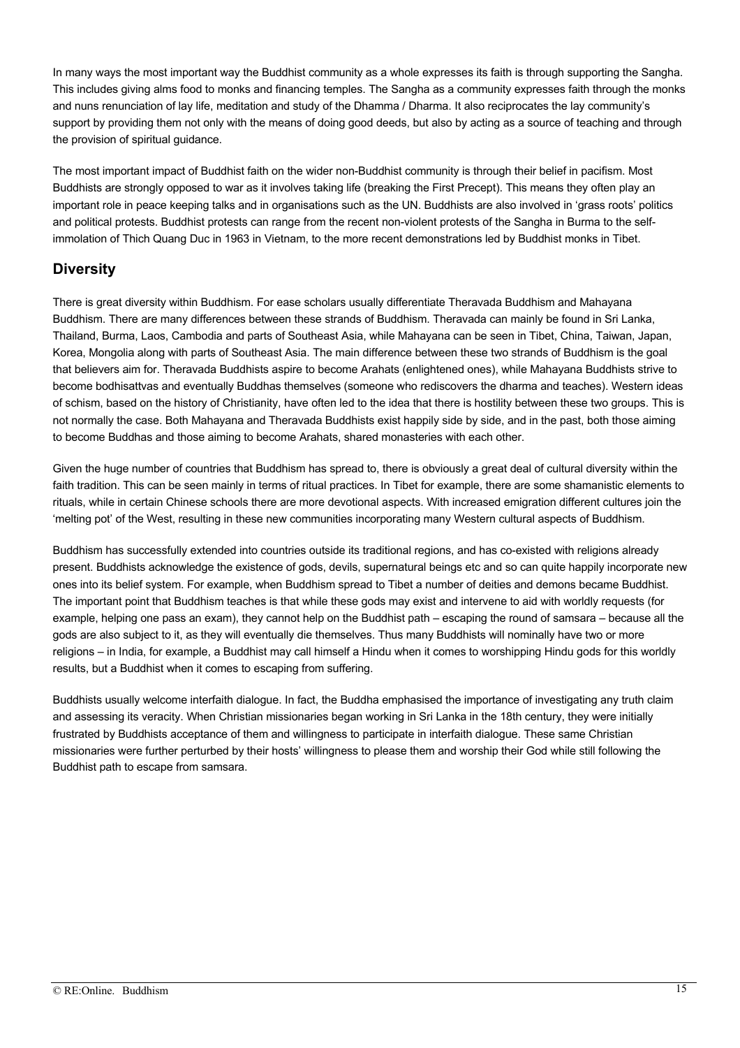In many ways the most important way the Buddhist community as a whole expresses its faith is through supporting the Sangha. This includes giving alms food to monks and financing temples. The Sangha as a community expresses faith through the monks and nuns renunciation of lay life, meditation and study of the Dhamma / Dharma. It also reciprocates the lay community's support by providing them not only with the means of doing good deeds, but also by acting as a source of teaching and through the provision of spiritual guidance.

The most important impact of Buddhist faith on the wider non-Buddhist community is through their belief in pacifism. Most Buddhists are strongly opposed to war as it involves taking life (breaking the First Precept). This means they often play an important role in peace keeping talks and in organisations such as the UN. Buddhists are also involved in 'grass roots' politics and political protests. Buddhist protests can range from the recent non-violent protests of the Sangha in Burma to the self-immolation of Thich Quang Duc in 1963 in Vietnam, to the more recent demonstrations led by Buddhist monks in Tibet.

## Diversity

There is great diversity within Buddhism. For ease scholars usually differentiate Theravada Buddhism and Mahayana Buddhism. There are many differences between these strands of Buddhism. Theravada can mainly be found in Sri Lanka, Thailand, Burma, Laos, Cambodia and parts of Southeast Asia, while Mahayana can be seen in Tibet, China, Taiwan, Japan, Korea, Mongolia along with parts of Southeast Asia. The main difference between these two strands of Buddhism is the goal that believers aim for. Theravada Buddhists aspire to become Arahats (enlightened ones), while Mahayana Buddhists strive to become bodhisattvas and eventually Buddhas themselves (someone who rediscovers the dharma and teaches). Western ideas of schism, based on the history of Christianity, have often led to the idea that there is hostility between these two groups. This is not normally the case. Both Mahayana and Theravada Buddhists exist happily side by side, and in the past, both those aiming to become Buddhas and those aiming to become Arahats, shared monasteries with each other.

Given the huge number of countries that Buddhism has spread to, there is obviously a great deal of cultural diversity within the faith tradition. This can be seen mainly in terms of ritual practices. In Tibet for example, there are some shamanistic elements to rituals, while in certain Chinese schools there are more devotional aspects. With increased emigration different cultures join the 'melting pot' of the West, resulting in these new communities incorporating many Western cultural aspects of Buddhism.

Buddhism has successfully extended into countries outside its traditional regions, and has co-existed with religions already present. Buddhists acknowledge the existence of gods, devils, supernatural beings etc and so can quite happily incorporate new ones into its belief system. For example, when Buddhism spread to Tibet a number of deities and demons became Buddhist. The important point that Buddhism teaches is that while these gods may exist and intervene to aid with worldly requests (for example, helping one pass an exam), they cannot help on the Buddhist path – escaping the round of samsara – because all the gods are also subject to it, as they will eventually die themselves. Thus many Buddhists will nominally have two or more religions – in India, for example, a Buddhist may call himself a Hindu when it comes to worshipping Hindu gods for this worldly results, but a Buddhist when it comes to escaping from suffering.

Buddhists usually welcome interfaith dialogue. In fact, the Buddha emphasised the importance of investigating any truth claim and assessing its veracity. When Christian missionaries began working in Sri Lanka in the 18th century, they were initially frustrated by Buddhists acceptance of them and willingness to participate in interfaith dialogue. These same Christian missionaries were further perturbed by their hosts' willingness to please them and worship their God while still following the Buddhist path to escape from samsara.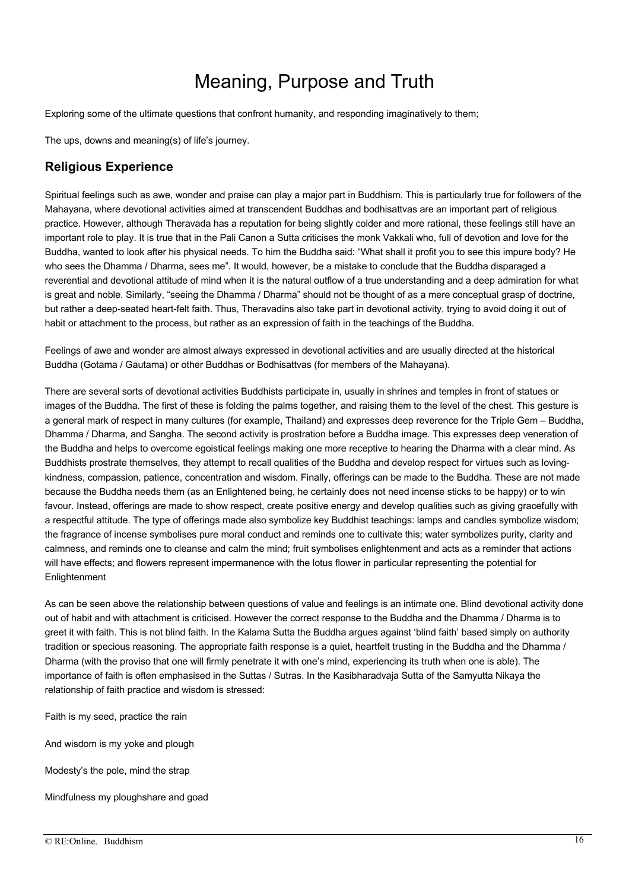# Meaning, Purpose and Truth

Exploring some of the ultimate questions that confront humanity, and responding imaginatively to them;

The ups, downs and meaning(s) of life's journey.

## Religious Experience

Spiritual feelings such as awe, wonder and praise can play a major part in Buddhism. This is particularly true for followers of the Mahayana, where devotional activities aimed at transcendent Buddhas and bodhisattvas are an important part of religious practice. However, although Theravada has a reputation for being slightly colder and more rational, these feelings still have an important role to play. It is true that in the Pali Canon a Sutta criticises the monk Vakkali who, full of devotion and love for the Buddha, wanted to look after his physical needs. To him the Buddha said: "What shall it profit you to see this impure body? He who sees the Dhamma / Dharma, sees me". It would, however, be a mistake to conclude that the Buddha disparaged a reverential and devotional attitude of mind when it is the natural outflow of a true understanding and a deep admiration for what is great and noble. Similarly, "seeing the Dhamma / Dharma" should not be thought of as a mere conceptual grasp of doctrine, but rather a deep-seated heart-felt faith. Thus, Theravadins also take part in devotional activity, trying to avoid doing it out of habit or attachment to the process, but rather as an expression of faith in the teachings of the Buddha.

Feelings of awe and wonder are almost always expressed in devotional activities and are usually directed at the historical Buddha (Gotama / Gautama) or other Buddhas or Bodhisattvas (for members of the Mahayana).

There are several sorts of devotional activities Buddhists participate in, usually in shrines and temples in front of statues or images of the Buddha. The first of these is folding the palms together, and raising them to the level of the chest. This gesture is a general mark of respect in many cultures (for example, Thailand) and expresses deep reverence for the Triple Gem – Buddha, Dhamma / Dharma, and Sangha. The second activity is prostration before a Buddha image. This expresses deep veneration of the Buddha and helps to overcome egoistical feelings making one more receptive to hearing the Dharma with a clear mind. As Buddhists prostrate themselves, they attempt to recall qualities of the Buddha and develop respect for virtues such as loving-kindness, compassion, patience, concentration and wisdom. Finally, offerings can be made to the Buddha. These are not made because the Buddha needs them (as an Enlightened being, he certainly does not need incense sticks to be happy) or to win favour. Instead, offerings are made to show respect, create positive energy and develop qualities such as giving gracefully with a respectful attitude. The type of offerings made also symbolize key Buddhist teachings: lamps and candles symbolize wisdom; the fragrance of incense symbolises pure moral conduct and reminds one to cultivate this; water symbolizes purity, clarity and calmness, and reminds one to cleanse and calm the mind; fruit symbolises enlightenment and acts as a reminder that actions will have effects; and flowers represent impermanence with the lotus flower in particular representing the potential for Enlightenment

As can be seen above the relationship between questions of value and feelings is an intimate one. Blind devotional activity done out of habit and with attachment is criticised. However the correct response to the Buddha and the Dhamma / Dharma is to greet it with faith. This is not blind faith. In the Kalama Sutta the Buddha argues against 'blind faith' based simply on authority tradition or specious reasoning. The appropriate faith response is a quiet, heartfelt trusting in the Buddha and the Dhamma / Dharma (with the proviso that one will firmly penetrate it with one's mind, experiencing its truth when one is able). The importance of faith is often emphasised in the Suttas / Sutras. In the Kasibharadvaja Sutta of the Samyutta Nikaya the relationship of faith practice and wisdom is stressed:

Faith is my seed, practice the rain

And wisdom is my yoke and plough

Modesty's the pole, mind the strap

Mindfulness my ploughshare and goad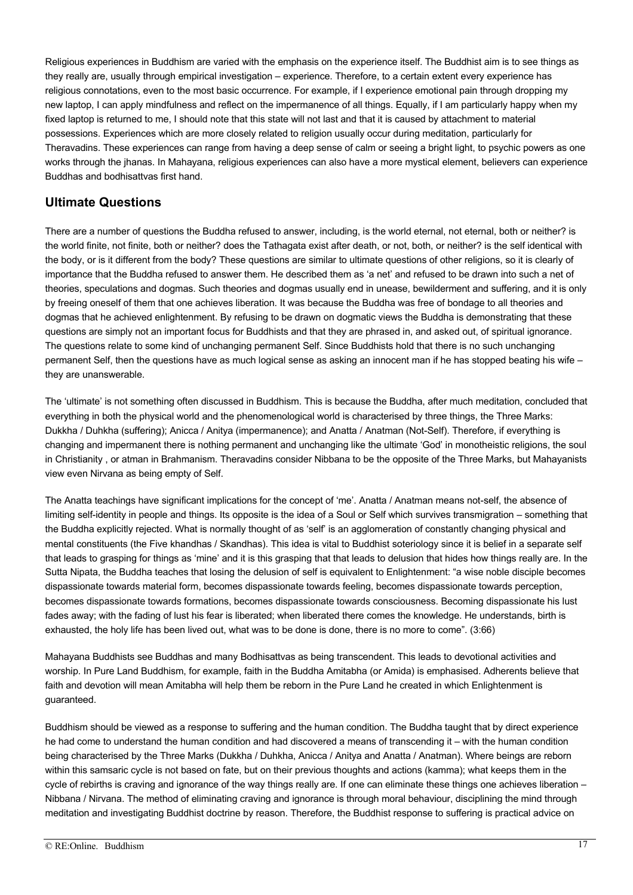Religious experiences in Buddhism are varied with the emphasis on the experience itself. The Buddhist aim is to see things as they really are, usually through empirical investigation – experience. Therefore, to a certain extent every experience has religious connotations, even to the most basic occurrence. For example, if I experience emotional pain through dropping my new laptop, I can apply mindfulness and reflect on the impermanence of all things. Equally, if I am particularly happy when my fixed laptop is returned to me, I should note that this state will not last and that it is caused by attachment to material possessions. Experiences which are more closely related to religion usually occur during meditation, particularly for Theravadins. These experiences can range from having a deep sense of calm or seeing a bright light, to psychic powers as one works through the jhanas. In Mahayana, religious experiences can also have a more mystical element, believers can experience Buddhas and bodhisattvas first hand.

## Ultimate Questions

There are a number of questions the Buddha refused to answer, including, is the world eternal, not eternal, both or neither? is the world finite, not finite, both or neither? does the Tathagata exist after death, or not, both, or neither? is the self identical with the body, or is it different from the body? These questions are similar to ultimate questions of other religions, so it is clearly of importance that the Buddha refused to answer them. He described them as 'a net' and refused to be drawn into such a net of theories, speculations and dogmas. Such theories and dogmas usually end in unease, bewilderment and suffering, and it is only by freeing oneself of them that one achieves liberation. It was because the Buddha was free of bondage to all theories and dogmas that he achieved enlightenment. By refusing to be drawn on dogmatic views the Buddha is demonstrating that these questions are simply not an important focus for Buddhists and that they are phrased in, and asked out, of spiritual ignorance. The questions relate to some kind of unchanging permanent Self. Since Buddhists hold that there is no such unchanging permanent Self, then the questions have as much logical sense as asking an innocent man if he has stopped beating his wife – they are unanswerable.

The 'ultimate' is not something often discussed in Buddhism. This is because the Buddha, after much meditation, concluded that everything in both the physical world and the phenomenological world is characterised by three things, the Three Marks: Dukkha / Duhkha (suffering); Anicca / Anitya (impermanence); and Anatta / Anatman (Not-Self). Therefore, if everything is changing and impermanent there is nothing permanent and unchanging like the ultimate 'God' in monotheistic religions, the soul in Christianity , or atman in Brahmanism. Theravadins consider Nibbana to be the opposite of the Three Marks, but Mahayanists view even Nirvana as being empty of Self.

The Anatta teachings have significant implications for the concept of 'me'. Anatta / Anatman means not-self, the absence of limiting self-identity in people and things. Its opposite is the idea of a Soul or Self which survives transmigration – something that the Buddha explicitly rejected. What is normally thought of as 'self' is an agglomeration of constantly changing physical and mental constituents (the Five khandhas / Skandhas). This idea is vital to Buddhist soteriology since it is belief in a separate self that leads to grasping for things as 'mine' and it is this grasping that that leads to delusion that hides how things really are. In the Sutta Nipata, the Buddha teaches that losing the delusion of self is equivalent to Enlightenment: "a wise noble disciple becomes dispassionate towards material form, becomes dispassionate towards feeling, becomes dispassionate towards perception, becomes dispassionate towards formations, becomes dispassionate towards consciousness. Becoming dispassionate his lust fades away; with the fading of lust his fear is liberated; when liberated there comes the knowledge. He understands, birth is exhausted, the holy life has been lived out, what was to be done is done, there is no more to come". (3:66)

Mahayana Buddhists see Buddhas and many Bodhisattvas as being transcendent. This leads to devotional activities and worship. In Pure Land Buddhism, for example, faith in the Buddha Amitabha (or Amida) is emphasised. Adherents believe that faith and devotion will mean Amitabha will help them be reborn in the Pure Land he created in which Enlightenment is guaranteed.

Buddhism should be viewed as a response to suffering and the human condition. The Buddha taught that by direct experience he had come to understand the human condition and had discovered a means of transcending it – with the human condition being characterised by the Three Marks (Dukkha / Duhkha, Anicca / Anitya and Anatta / Anatman). Where beings are reborn within this samsaric cycle is not based on fate, but on their previous thoughts and actions (kamma); what keeps them in the cycle of rebirths is craving and ignorance of the way things really are. If one can eliminate these things one achieves liberation – Nibbana / Nirvana. The method of eliminating craving and ignorance is through moral behaviour, disciplining the mind through meditation and investigating Buddhist doctrine by reason. Therefore, the Buddhist response to suffering is practical advice on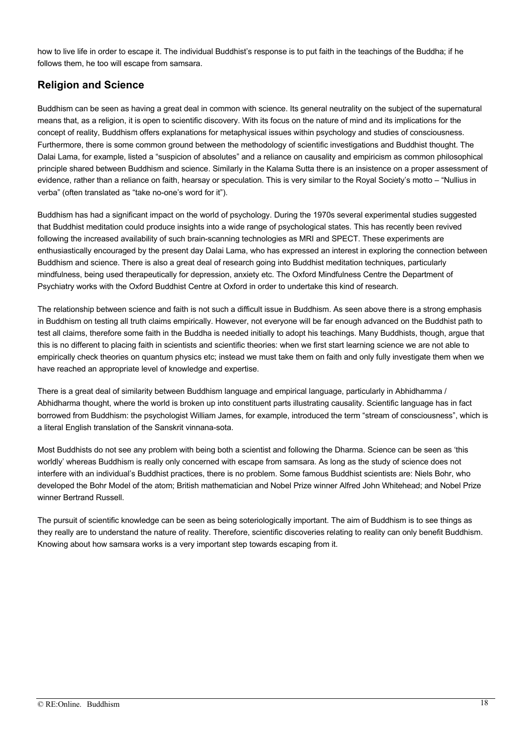how to live life in order to escape it. The individual Buddhist's response is to put faith in the teachings of the Buddha; if he follows them, he too will escape from samsara.

## Religion and Science

Buddhism can be seen as having a great deal in common with science. Its general neutrality on the subject of the supernatural means that, as a religion, it is open to scientific discovery. With its focus on the nature of mind and its implications for the concept of reality, Buddhism offers explanations for metaphysical issues within psychology and studies of consciousness. Furthermore, there is some common ground between the methodology of scientific investigations and Buddhist thought. The Dalai Lama, for example, listed a "suspicion of absolutes" and a reliance on causality and empiricism as common philosophical principle shared between Buddhism and science. Similarly in the Kalama Sutta there is an insistence on a proper assessment of evidence, rather than a reliance on faith, hearsay or speculation. This is very similar to the Royal Society's motto – "Nullius in verba" (often translated as "take no-one's word for it").

Buddhism has had a significant impact on the world of psychology. During the 1970s several experimental studies suggested that Buddhist meditation could produce insights into a wide range of psychological states. This has recently been revived following the increased availability of such brain-scanning technologies as MRI and SPECT. These experiments are enthusiastically encouraged by the present day Dalai Lama, who has expressed an interest in exploring the connection between Buddhism and science. There is also a great deal of research going into Buddhist meditation techniques, particularly mindfulness, being used therapeutically for depression, anxiety etc. The Oxford Mindfulness Centre the Department of Psychiatry works with the Oxford Buddhist Centre at Oxford in order to undertake this kind of research.

The relationship between science and faith is not such a difficult issue in Buddhism. As seen above there is a strong emphasis in Buddhism on testing all truth claims empirically. However, not everyone will be far enough advanced on the Buddhist path to test all claims, therefore some faith in the Buddha is needed initially to adopt his teachings. Many Buddhists, though, argue that this is no different to placing faith in scientists and scientific theories: when we first start learning science we are not able to empirically check theories on quantum physics etc; instead we must take them on faith and only fully investigate them when we have reached an appropriate level of knowledge and expertise.

There is a great deal of similarity between Buddhism language and empirical language, particularly in Abhidhamma / Abhidharma thought, where the world is broken up into constituent parts illustrating causality. Scientific language has in fact borrowed from Buddhism: the psychologist William James, for example, introduced the term "stream of consciousness", which is a literal English translation of the Sanskrit vinnana-sota.

Most Buddhists do not see any problem with being both a scientist and following the Dharma. Science can be seen as 'this worldly' whereas Buddhism is really only concerned with escape from samsara. As long as the study of science does not interfere with an individual's Buddhist practices, there is no problem. Some famous Buddhist scientists are: Niels Bohr, who developed the Bohr Model of the atom; British mathematician and Nobel Prize winner Alfred John Whitehead; and Nobel Prize winner Bertrand Russell.

The pursuit of scientific knowledge can be seen as being soteriologically important. The aim of Buddhism is to see things as they really are to understand the nature of reality. Therefore, scientific discoveries relating to reality can only benefit Buddhism. Knowing about how samsara works is a very important step towards escaping from it.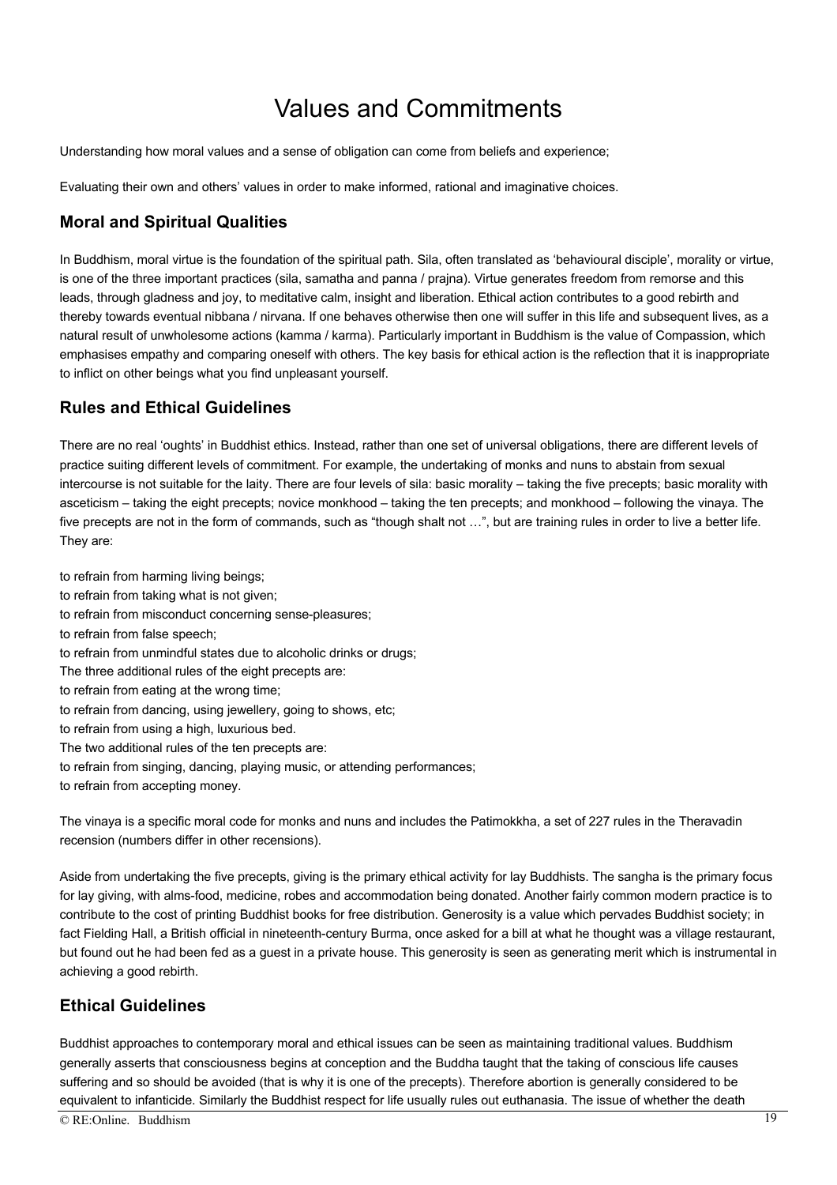# Values and Commitments

Understanding how moral values and a sense of obligation can come from beliefs and experience;

Evaluating their own and others' values in order to make informed, rational and imaginative choices.

## Moral and Spiritual Qualities

In Buddhism, moral virtue is the foundation of the spiritual path. Sila, often translated as 'behavioural disciple', morality or virtue, is one of the three important practices (sila, samatha and panna / prajna). Virtue generates freedom from remorse and this leads, through gladness and joy, to meditative calm, insight and liberation. Ethical action contributes to a good rebirth and thereby towards eventual nibbana / nirvana. If one behaves otherwise then one will suffer in this life and subsequent lives, as a natural result of unwholesome actions (kamma / karma). Particularly important in Buddhism is the value of Compassion, which emphasises empathy and comparing oneself with others. The key basis for ethical action is the reflection that it is inappropriate to inflict on other beings what you find unpleasant yourself.

## Rules and Ethical Guidelines

There are no real 'oughts' in Buddhist ethics. Instead, rather than one set of universal obligations, there are different levels of practice suiting different levels of commitment. For example, the undertaking of monks and nuns to abstain from sexual intercourse is not suitable for the laity. There are four levels of sila: basic morality – taking the five precepts; basic morality with asceticism – taking the eight precepts; novice monkhood – taking the ten precepts; and monkhood – following the vinaya. The five precepts are not in the form of commands, such as "though shalt not …", but are training rules in order to live a better life. They are:

to refrain from harming living beings;
to refrain from taking what is not given;
to refrain from misconduct concerning sense-pleasures;
to refrain from false speech;
to refrain from unmindful states due to alcoholic drinks or drugs;
The three additional rules of the eight precepts are:
to refrain from eating at the wrong time;
to refrain from dancing, using jewellery, going to shows, etc;
to refrain from using a high, luxurious bed.
The two additional rules of the ten precepts are:
to refrain from singing, dancing, playing music, or attending performances;
to refrain from accepting money.

The vinaya is a specific moral code for monks and nuns and includes the Patimokkha, a set of 227 rules in the Theravadin recension (numbers differ in other recensions).

Aside from undertaking the five precepts, giving is the primary ethical activity for lay Buddhists. The sangha is the primary focus for lay giving, with alms-food, medicine, robes and accommodation being donated. Another fairly common modern practice is to contribute to the cost of printing Buddhist books for free distribution. Generosity is a value which pervades Buddhist society; in fact Fielding Hall, a British official in nineteenth-century Burma, once asked for a bill at what he thought was a village restaurant, but found out he had been fed as a guest in a private house. This generosity is seen as generating merit which is instrumental in achieving a good rebirth.

## Ethical Guidelines

Buddhist approaches to contemporary moral and ethical issues can be seen as maintaining traditional values. Buddhism generally asserts that consciousness begins at conception and the Buddha taught that the taking of conscious life causes suffering and so should be avoided (that is why it is one of the precepts). Therefore abortion is generally considered to be equivalent to infanticide. Similarly the Buddhist respect for life usually rules out euthanasia. The issue of whether the death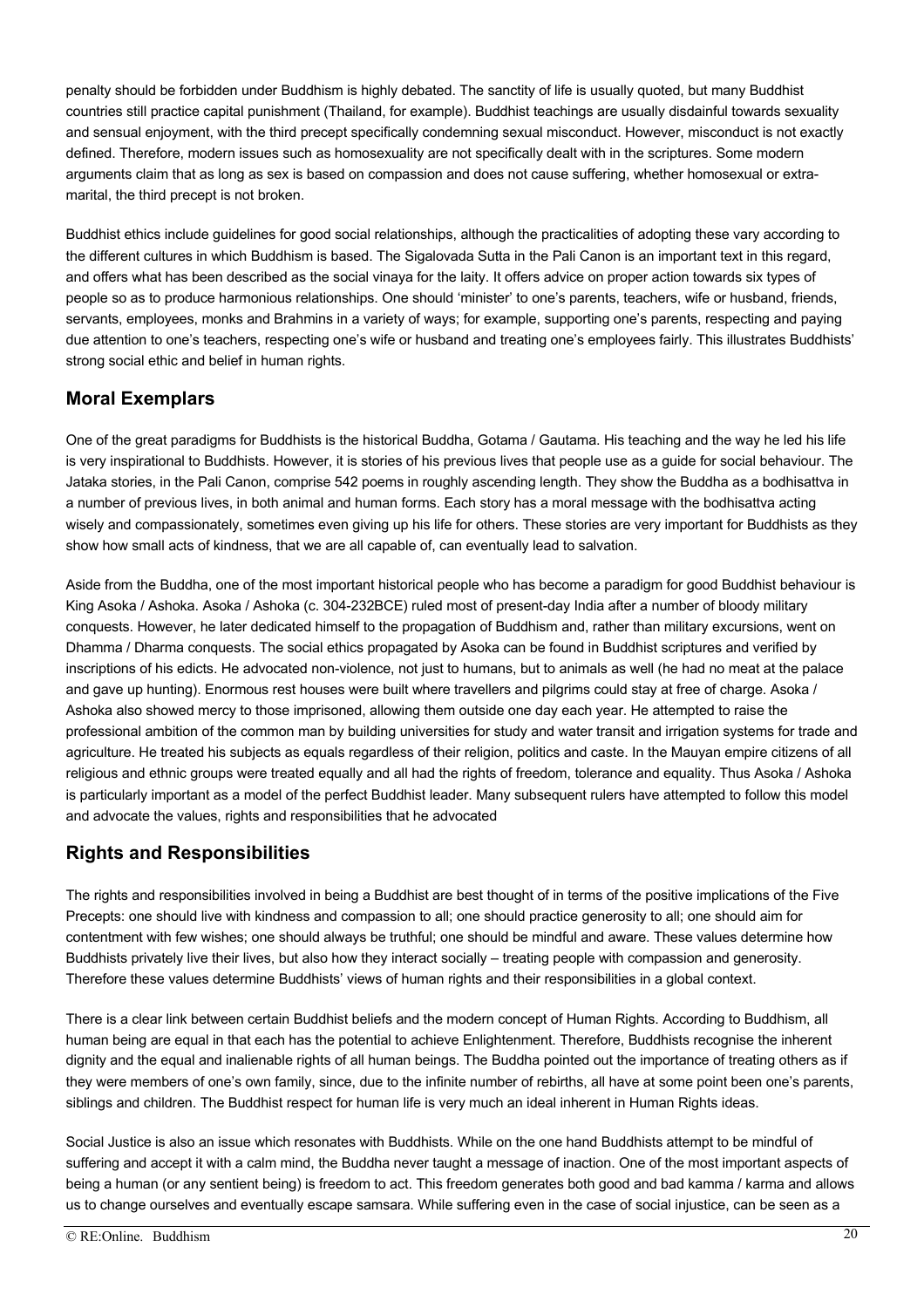penalty should be forbidden under Buddhism is highly debated. The sanctity of life is usually quoted, but many Buddhist countries still practice capital punishment (Thailand, for example). Buddhist teachings are usually disdainful towards sexuality and sensual enjoyment, with the third precept specifically condemning sexual misconduct. However, misconduct is not exactly defined. Therefore, modern issues such as homosexuality are not specifically dealt with in the scriptures. Some modern arguments claim that as long as sex is based on compassion and does not cause suffering, whether homosexual or extra-marital, the third precept is not broken.

Buddhist ethics include guidelines for good social relationships, although the practicalities of adopting these vary according to the different cultures in which Buddhism is based. The Sigalovada Sutta in the Pali Canon is an important text in this regard, and offers what has been described as the social vinaya for the laity. It offers advice on proper action towards six types of people so as to produce harmonious relationships. One should 'minister' to one's parents, teachers, wife or husband, friends, servants, employees, monks and Brahmins in a variety of ways; for example, supporting one's parents, respecting and paying due attention to one's teachers, respecting one's wife or husband and treating one's employees fairly. This illustrates Buddhists' strong social ethic and belief in human rights.

## Moral Exemplars

One of the great paradigms for Buddhists is the historical Buddha, Gotama / Gautama. His teaching and the way he led his life is very inspirational to Buddhists. However, it is stories of his previous lives that people use as a guide for social behaviour. The Jataka stories, in the Pali Canon, comprise 542 poems in roughly ascending length. They show the Buddha as a bodhisattva in a number of previous lives, in both animal and human forms. Each story has a moral message with the bodhisattva acting wisely and compassionately, sometimes even giving up his life for others. These stories are very important for Buddhists as they show how small acts of kindness, that we are all capable of, can eventually lead to salvation.

Aside from the Buddha, one of the most important historical people who has become a paradigm for good Buddhist behaviour is King Asoka / Ashoka. Asoka / Ashoka (c. 304-232BCE) ruled most of present-day India after a number of bloody military conquests. However, he later dedicated himself to the propagation of Buddhism and, rather than military excursions, went on Dhamma / Dharma conquests. The social ethics propagated by Asoka can be found in Buddhist scriptures and verified by inscriptions of his edicts. He advocated non-violence, not just to humans, but to animals as well (he had no meat at the palace and gave up hunting). Enormous rest houses were built where travellers and pilgrims could stay at free of charge. Asoka / Ashoka also showed mercy to those imprisoned, allowing them outside one day each year. He attempted to raise the professional ambition of the common man by building universities for study and water transit and irrigation systems for trade and agriculture. He treated his subjects as equals regardless of their religion, politics and caste. In the Mauyan empire citizens of all religious and ethnic groups were treated equally and all had the rights of freedom, tolerance and equality. Thus Asoka / Ashoka is particularly important as a model of the perfect Buddhist leader. Many subsequent rulers have attempted to follow this model and advocate the values, rights and responsibilities that he advocated

## Rights and Responsibilities

The rights and responsibilities involved in being a Buddhist are best thought of in terms of the positive implications of the Five Precepts: one should live with kindness and compassion to all; one should practice generosity to all; one should aim for contentment with few wishes; one should always be truthful; one should be mindful and aware. These values determine how Buddhists privately live their lives, but also how they interact socially – treating people with compassion and generosity. Therefore these values determine Buddhists' views of human rights and their responsibilities in a global context.

There is a clear link between certain Buddhist beliefs and the modern concept of Human Rights. According to Buddhism, all human being are equal in that each has the potential to achieve Enlightenment. Therefore, Buddhists recognise the inherent dignity and the equal and inalienable rights of all human beings. The Buddha pointed out the importance of treating others as if they were members of one's own family, since, due to the infinite number of rebirths, all have at some point been one's parents, siblings and children. The Buddhist respect for human life is very much an ideal inherent in Human Rights ideas.

Social Justice is also an issue which resonates with Buddhists. While on the one hand Buddhists attempt to be mindful of suffering and accept it with a calm mind, the Buddha never taught a message of inaction. One of the most important aspects of being a human (or any sentient being) is freedom to act. This freedom generates both good and bad kamma / karma and allows us to change ourselves and eventually escape samsara. While suffering even in the case of social injustice, can be seen as a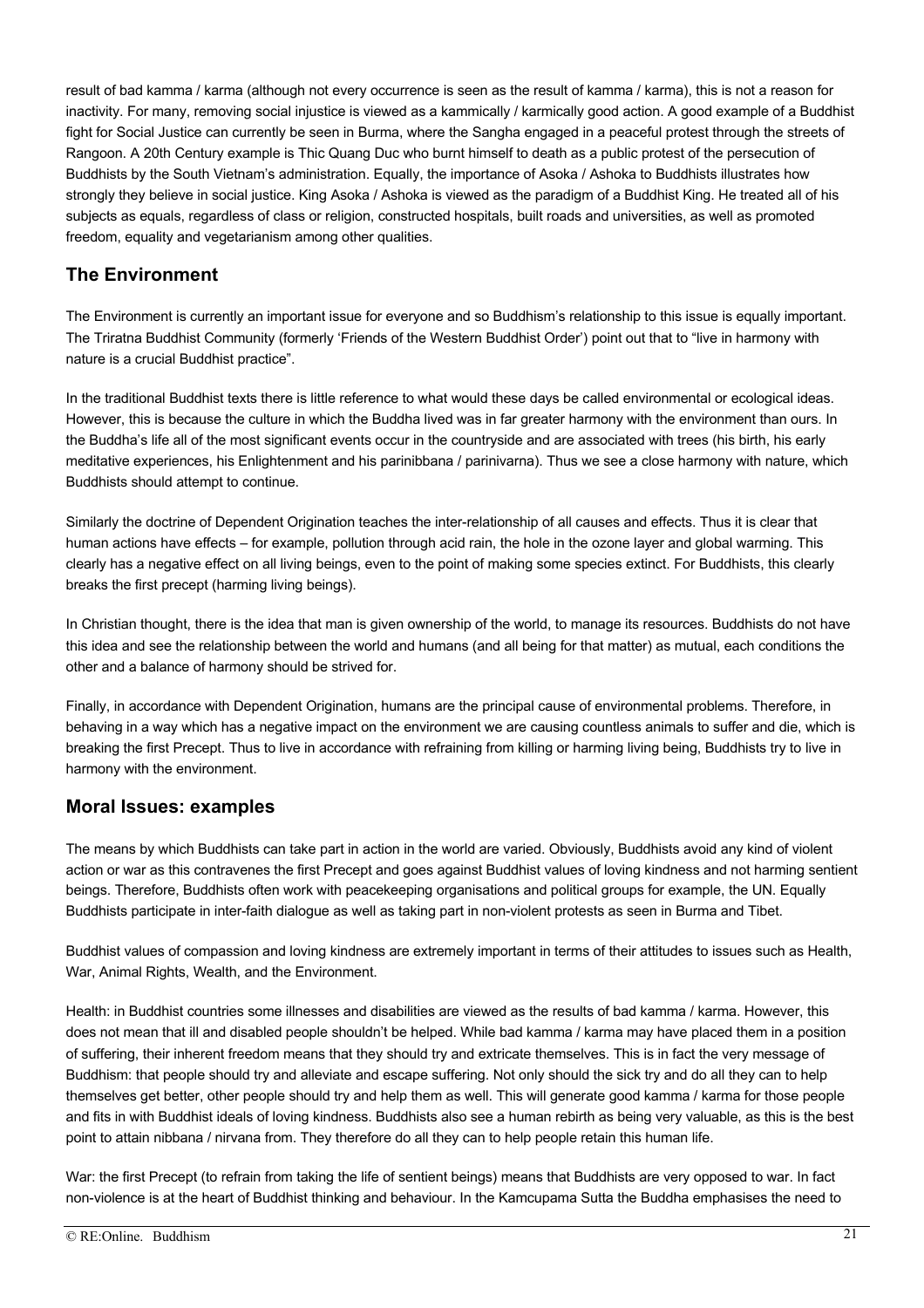result of bad kamma / karma (although not every occurrence is seen as the result of kamma / karma), this is not a reason for inactivity. For many, removing social injustice is viewed as a kammically / karmically good action. A good example of a Buddhist fight for Social Justice can currently be seen in Burma, where the Sangha engaged in a peaceful protest through the streets of Rangoon. A 20th Century example is Thic Quang Duc who burnt himself to death as a public protest of the persecution of Buddhists by the South Vietnam's administration. Equally, the importance of Asoka / Ashoka to Buddhists illustrates how strongly they believe in social justice. King Asoka / Ashoka is viewed as the paradigm of a Buddhist King. He treated all of his subjects as equals, regardless of class or religion, constructed hospitals, built roads and universities, as well as promoted freedom, equality and vegetarianism among other qualities.

## The Environment

The Environment is currently an important issue for everyone and so Buddhism's relationship to this issue is equally important. The Triratna Buddhist Community (formerly 'Friends of the Western Buddhist Order') point out that to "live in harmony with nature is a crucial Buddhist practice".

In the traditional Buddhist texts there is little reference to what would these days be called environmental or ecological ideas. However, this is because the culture in which the Buddha lived was in far greater harmony with the environment than ours. In the Buddha's life all of the most significant events occur in the countryside and are associated with trees (his birth, his early meditative experiences, his Enlightenment and his parinibbana / parinivarna). Thus we see a close harmony with nature, which Buddhists should attempt to continue.

Similarly the doctrine of Dependent Origination teaches the inter-relationship of all causes and effects. Thus it is clear that human actions have effects – for example, pollution through acid rain, the hole in the ozone layer and global warming. This clearly has a negative effect on all living beings, even to the point of making some species extinct. For Buddhists, this clearly breaks the first precept (harming living beings).

In Christian thought, there is the idea that man is given ownership of the world, to manage its resources. Buddhists do not have this idea and see the relationship between the world and humans (and all being for that matter) as mutual, each conditions the other and a balance of harmony should be strived for.

Finally, in accordance with Dependent Origination, humans are the principal cause of environmental problems. Therefore, in behaving in a way which has a negative impact on the environment we are causing countless animals to suffer and die, which is breaking the first Precept. Thus to live in accordance with refraining from killing or harming living being, Buddhists try to live in harmony with the environment.

## Moral Issues: examples

The means by which Buddhists can take part in action in the world are varied. Obviously, Buddhists avoid any kind of violent action or war as this contravenes the first Precept and goes against Buddhist values of loving kindness and not harming sentient beings. Therefore, Buddhists often work with peacekeeping organisations and political groups for example, the UN. Equally Buddhists participate in inter-faith dialogue as well as taking part in non-violent protests as seen in Burma and Tibet.

Buddhist values of compassion and loving kindness are extremely important in terms of their attitudes to issues such as Health, War, Animal Rights, Wealth, and the Environment.

Health: in Buddhist countries some illnesses and disabilities are viewed as the results of bad kamma / karma. However, this does not mean that ill and disabled people shouldn't be helped. While bad kamma / karma may have placed them in a position of suffering, their inherent freedom means that they should try and extricate themselves. This is in fact the very message of Buddhism: that people should try and alleviate and escape suffering. Not only should the sick try and do all they can to help themselves get better, other people should try and help them as well. This will generate good kamma / karma for those people and fits in with Buddhist ideals of loving kindness. Buddhists also see a human rebirth as being very valuable, as this is the best point to attain nibbana / nirvana from. They therefore do all they can to help people retain this human life.

War: the first Precept (to refrain from taking the life of sentient beings) means that Buddhists are very opposed to war. In fact non-violence is at the heart of Buddhist thinking and behaviour. In the Kamcupama Sutta the Buddha emphasises the need to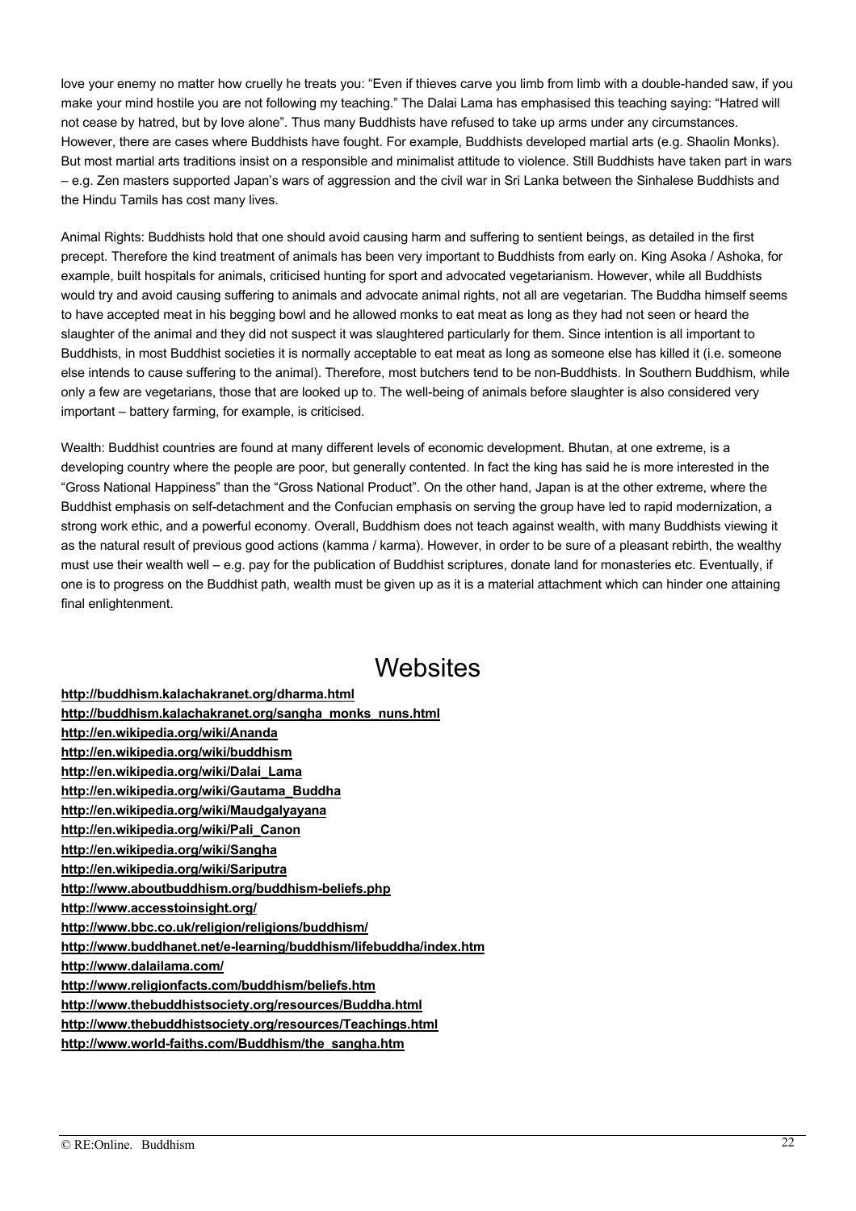love your enemy no matter how cruelly he treats you: "Even if thieves carve you limb from limb with a double-handed saw, if you make your mind hostile you are not following my teaching." The Dalai Lama has emphasised this teaching saying: "Hatred will not cease by hatred, but by love alone". Thus many Buddhists have refused to take up arms under any circumstances. However, there are cases where Buddhists have fought. For example, Buddhists developed martial arts (e.g. Shaolin Monks). But most martial arts traditions insist on a responsible and minimalist attitude to violence. Still Buddhists have taken part in wars – e.g. Zen masters supported Japan's wars of aggression and the civil war in Sri Lanka between the Sinhalese Buddhists and the Hindu Tamils has cost many lives.

Animal Rights: Buddhists hold that one should avoid causing harm and suffering to sentient beings, as detailed in the first precept. Therefore the kind treatment of animals has been very important to Buddhists from early on. King Asoka / Ashoka, for example, built hospitals for animals, criticised hunting for sport and advocated vegetarianism. However, while all Buddhists would try and avoid causing suffering to animals and advocate animal rights, not all are vegetarian. The Buddha himself seems to have accepted meat in his begging bowl and he allowed monks to eat meat as long as they had not seen or heard the slaughter of the animal and they did not suspect it was slaughtered particularly for them. Since intention is all important to Buddhists, in most Buddhist societies it is normally acceptable to eat meat as long as someone else has killed it (i.e. someone else intends to cause suffering to the animal). Therefore, most butchers tend to be non-Buddhists. In Southern Buddhism, while only a few are vegetarians, those that are looked up to. The well-being of animals before slaughter is also considered very important – battery farming, for example, is criticised.

Wealth: Buddhist countries are found at many different levels of economic development. Bhutan, at one extreme, is a developing country where the people are poor, but generally contented. In fact the king has said he is more interested in the "Gross National Happiness" than the "Gross National Product". On the other hand, Japan is at the other extreme, where the Buddhist emphasis on self-detachment and the Confucian emphasis on serving the group have led to rapid modernization, a strong work ethic, and a powerful economy. Overall, Buddhism does not teach against wealth, with many Buddhists viewing it as the natural result of previous good actions (kamma / karma). However, in order to be sure of a pleasant rebirth, the wealthy must use their wealth well – e.g. pay for the publication of Buddhist scriptures, donate land for monasteries etc. Eventually, if one is to progress on the Buddhist path, wealth must be given up as it is a material attachment which can hinder one attaining final enlightenment.

# Websites

**http://buddhism.kalachakranet.org/dharma.html**
**http://buddhism.kalachakranet.org/sangha_monks_nuns.html**
**http://en.wikipedia.org/wiki/Ananda**
**http://en.wikipedia.org/wiki/buddhism**
**http://en.wikipedia.org/wiki/Dalai_Lama**
**http://en.wikipedia.org/wiki/Gautama_Buddha**
**http://en.wikipedia.org/wiki/Maudgalyayana**
**http://en.wikipedia.org/wiki/Pali_Canon**
**http://en.wikipedia.org/wiki/Sangha**
**http://en.wikipedia.org/wiki/Sariputra**
**http://www.aboutbuddhism.org/buddhism-beliefs.php**
**http://www.accesstoinsight.org/**
**http://www.bbc.co.uk/religion/religions/buddhism/**
**http://www.buddhanet.net/e-learning/buddhism/lifebuddha/index.htm**
**http://www.dalailama.com/**
**http://www.religionfacts.com/buddhism/beliefs.htm**
**http://www.thebuddhistsociety.org/resources/Buddha.html**
**http://www.thebuddhistsociety.org/resources/Teachings.html**
**http://www.world-faiths.com/Buddhism/the_sangha.htm**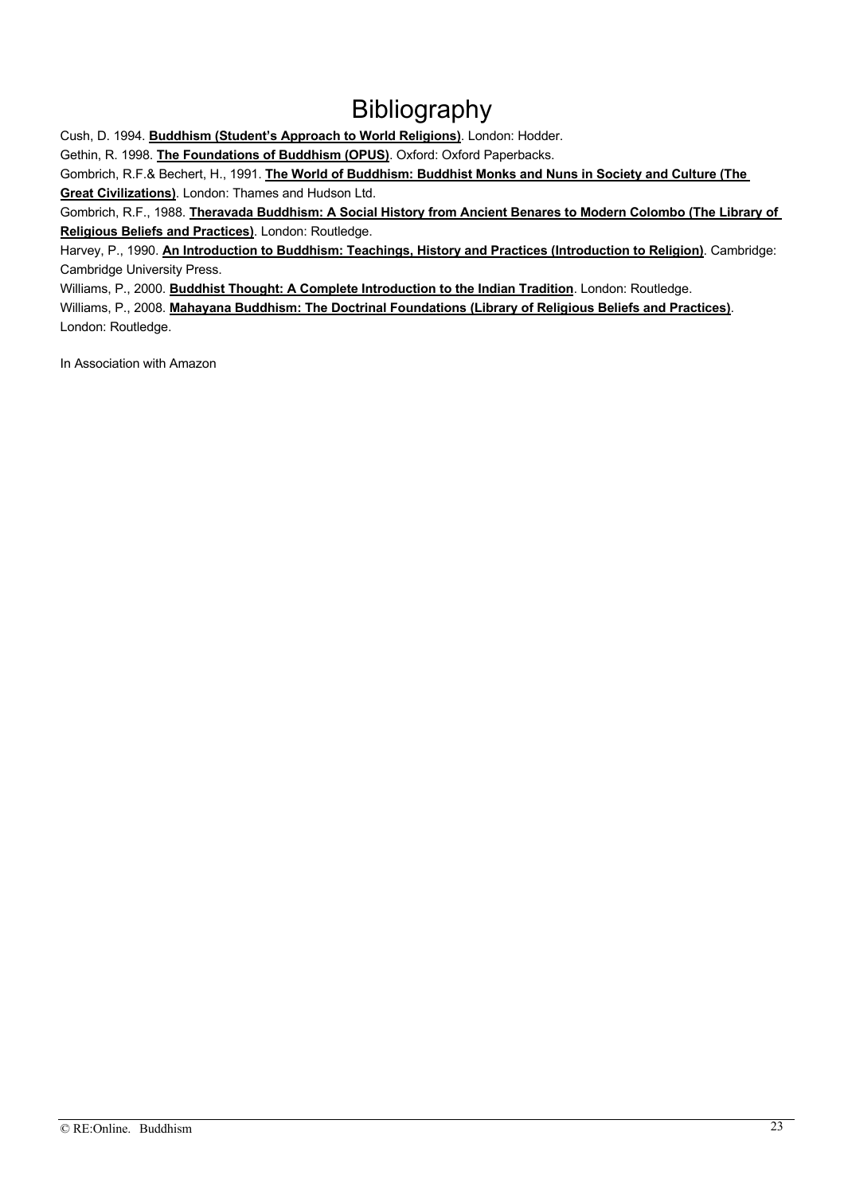# Bibliography

Cush, D. 1994. **Buddhism (Student's Approach to World Religions)**. London: Hodder.

Gethin, R. 1998. **The Foundations of Buddhism (OPUS)**. Oxford: Oxford Paperbacks.

Gombrich, R.F.& Bechert, H., 1991. **The World of Buddhism: Buddhist Monks and Nuns in Society and Culture (The Great Civilizations)**. London: Thames and Hudson Ltd.

Gombrich, R.F., 1988. **Theravada Buddhism: A Social History from Ancient Benares to Modern Colombo (The Library of Religious Beliefs and Practices)**. London: Routledge.

Harvey, P., 1990. **An Introduction to Buddhism: Teachings, History and Practices (Introduction to Religion)**. Cambridge: Cambridge University Press.

Williams, P., 2000. **Buddhist Thought: A Complete Introduction to the Indian Tradition**. London: Routledge.

Williams, P., 2008. **Mahayana Buddhism: The Doctrinal Foundations (Library of Religious Beliefs and Practices)**. London: Routledge.

In Association with Amazon